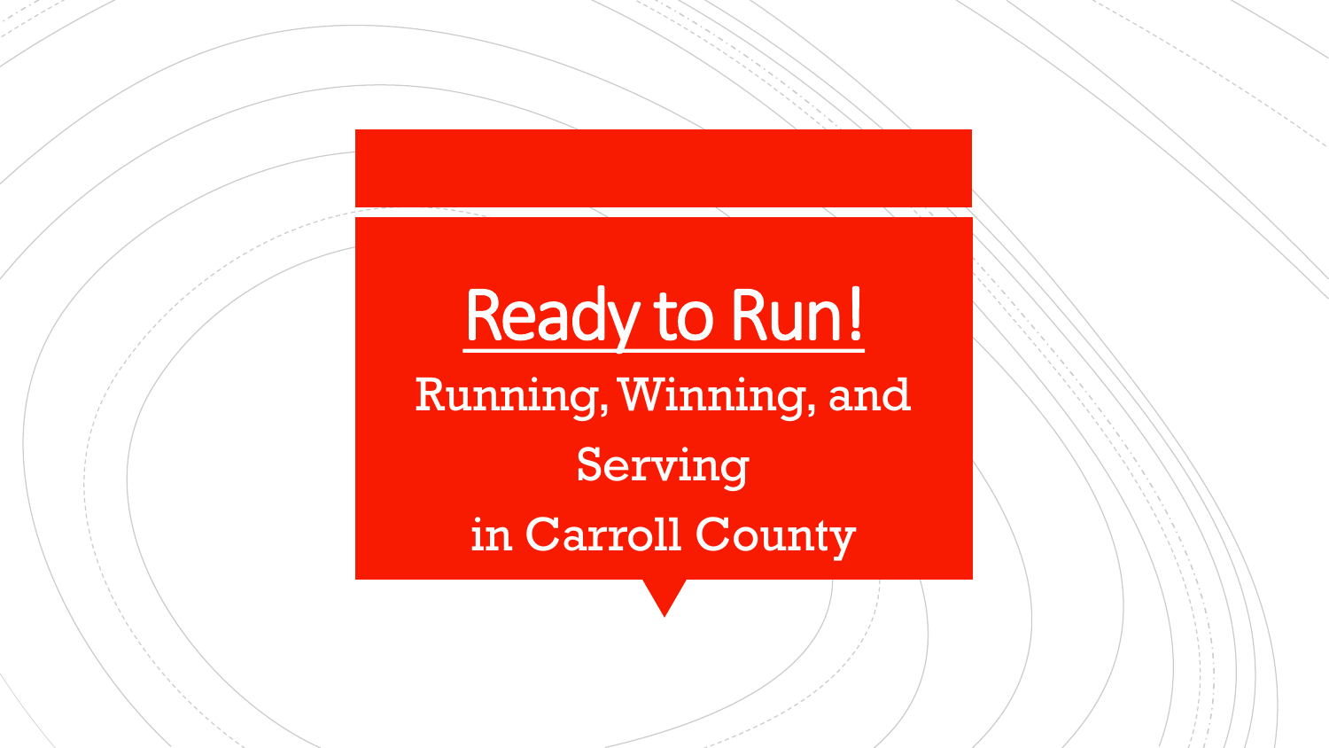# Ready to Run!

## Running, Winning, and Serving in Carroll County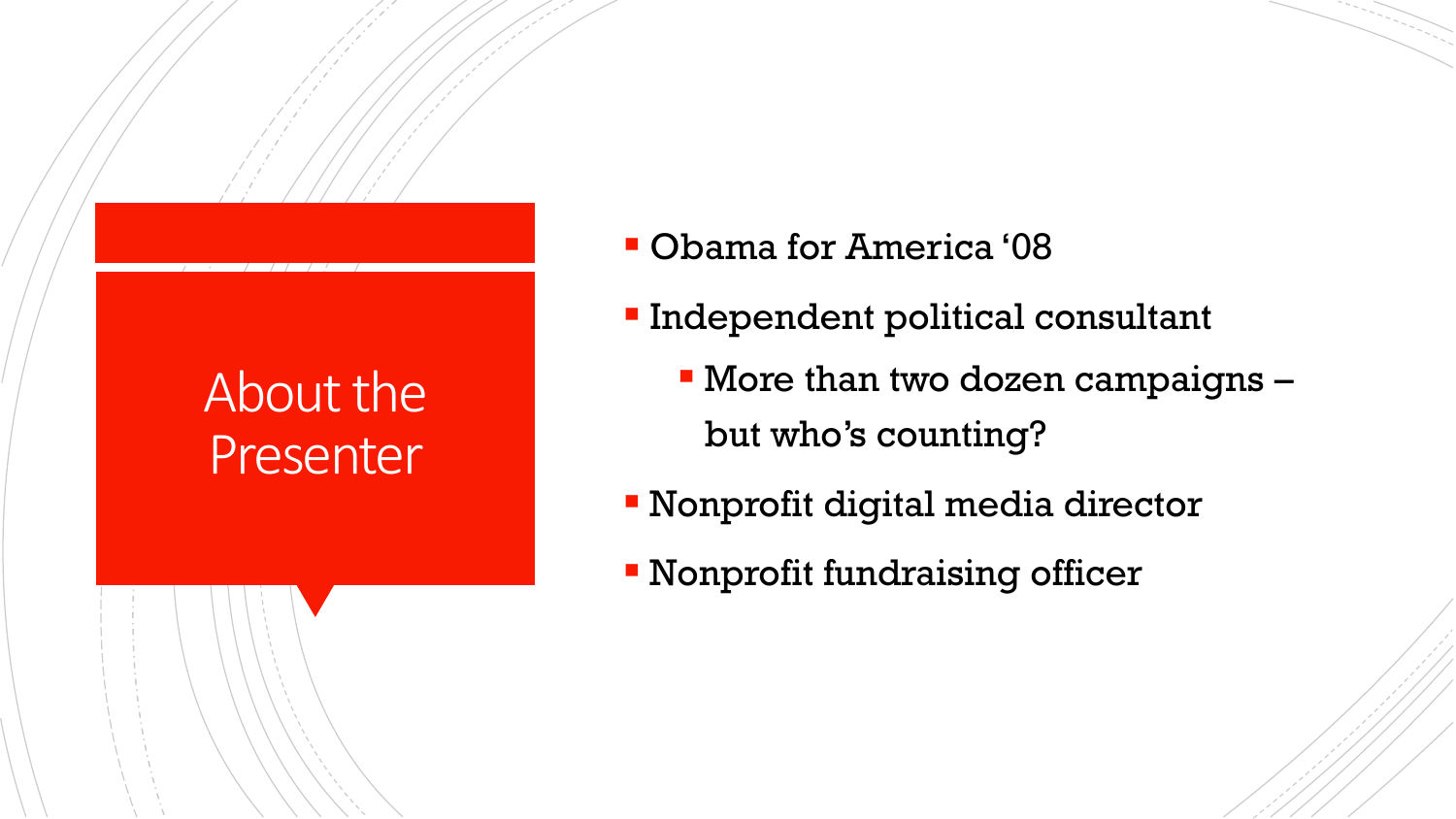# About the Presenter

- Obama for America ‘08
- Independent political consultant
  - More than two dozen campaigns – but who’s counting?
- Nonprofit digital media director
- Nonprofit fundraising officer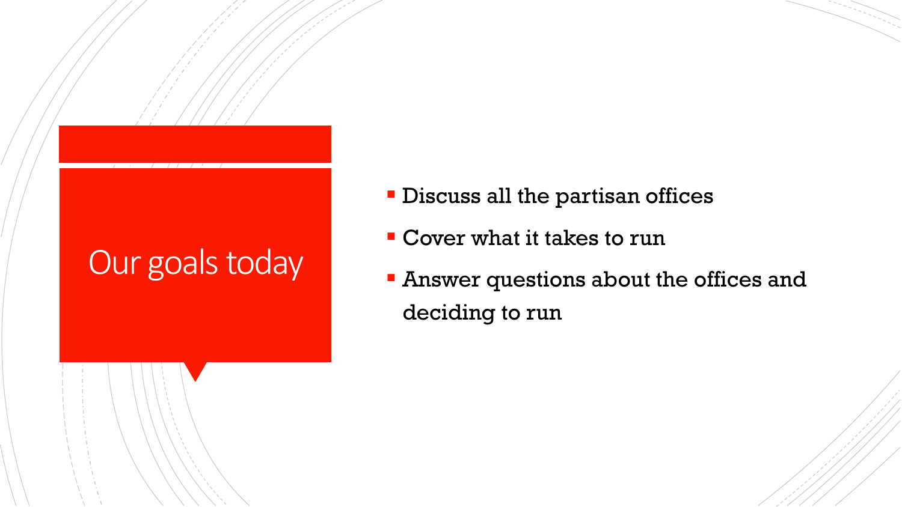# Our goals today

- Discuss all the partisan offices
- Cover what it takes to run
- Answer questions about the offices and deciding to run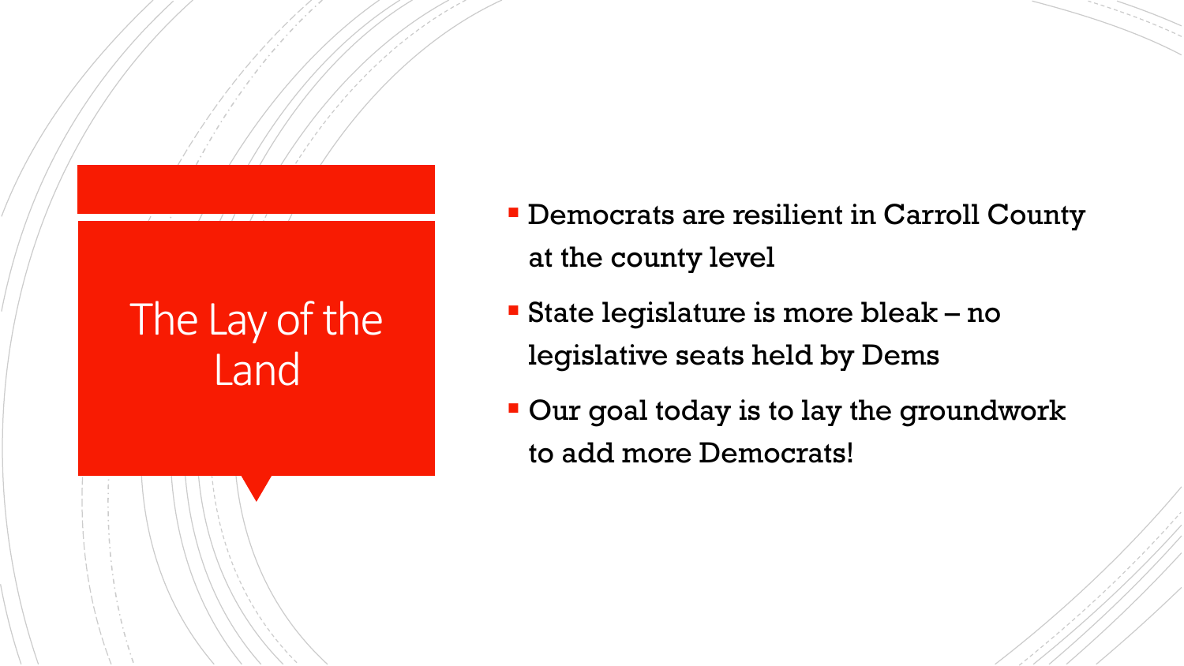# The Lay of the Land

- Democrats are resilient in Carroll County at the county level
- State legislature is more bleak – no legislative seats held by Dems
- Our goal today is to lay the groundwork to add more Democrats!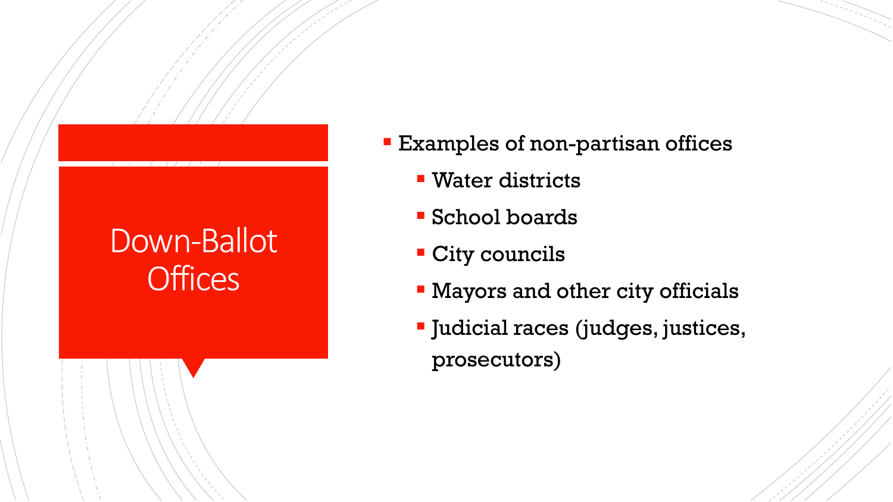# Down-Ballot Offices

- Examples of non-partisan offices
  - Water districts
  - School boards
  - City councils
  - Mayors and other city officials
  - Judicial races (judges, justices, prosecutors)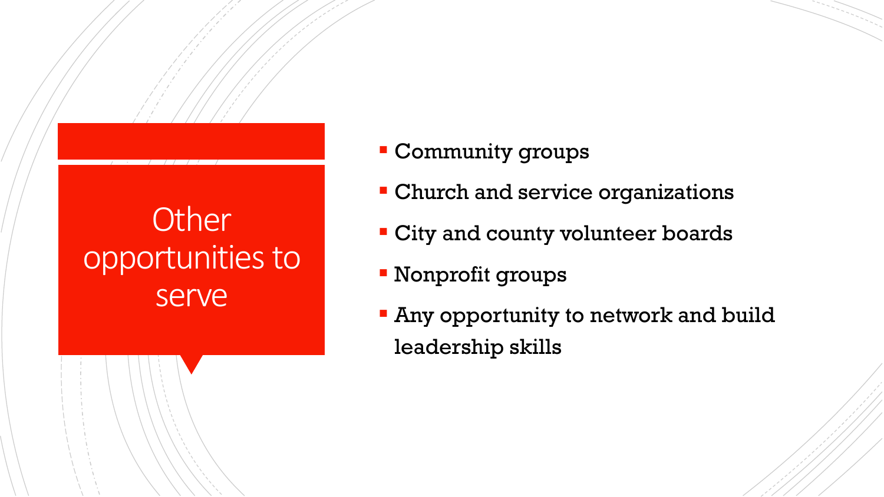# Other opportunities to serve

- Community groups
- Church and service organizations
- City and county volunteer boards
- Nonprofit groups
- Any opportunity to network and build leadership skills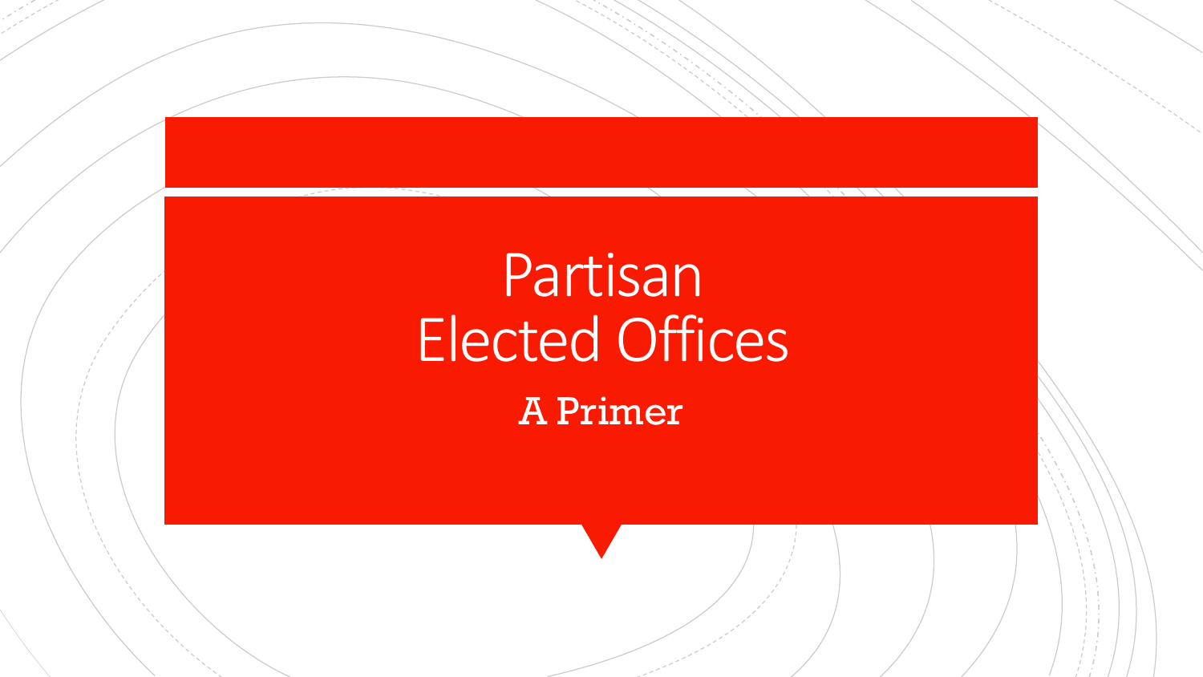# Partisan Elected Offices

## A Primer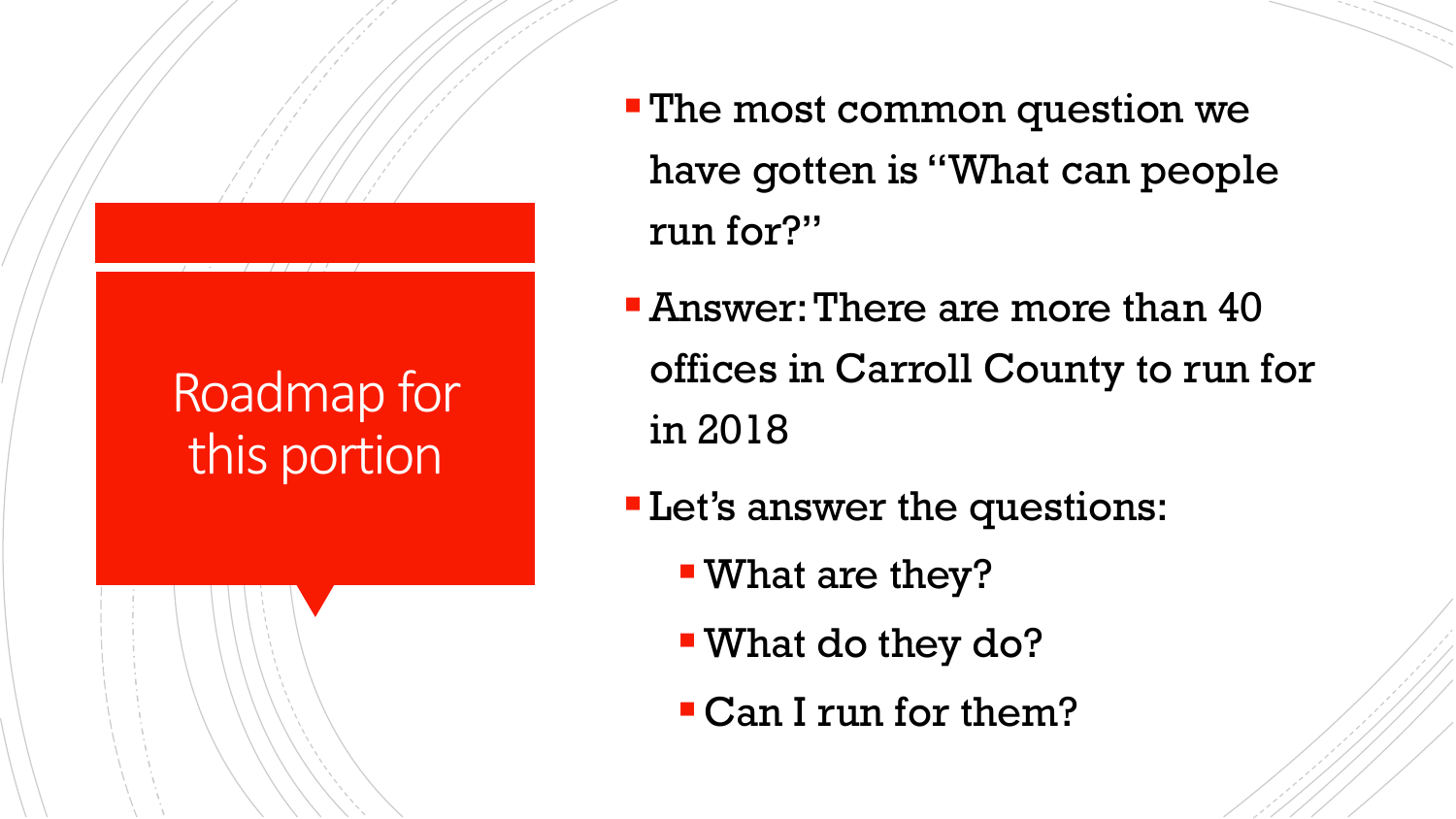# Roadmap for this portion

- The most common question we have gotten is "What can people run for?"
- Answer: There are more than 40 offices in Carroll County to run for in 2018
- Let's answer the questions:
  - What are they?
  - What do they do?
  - Can I run for them?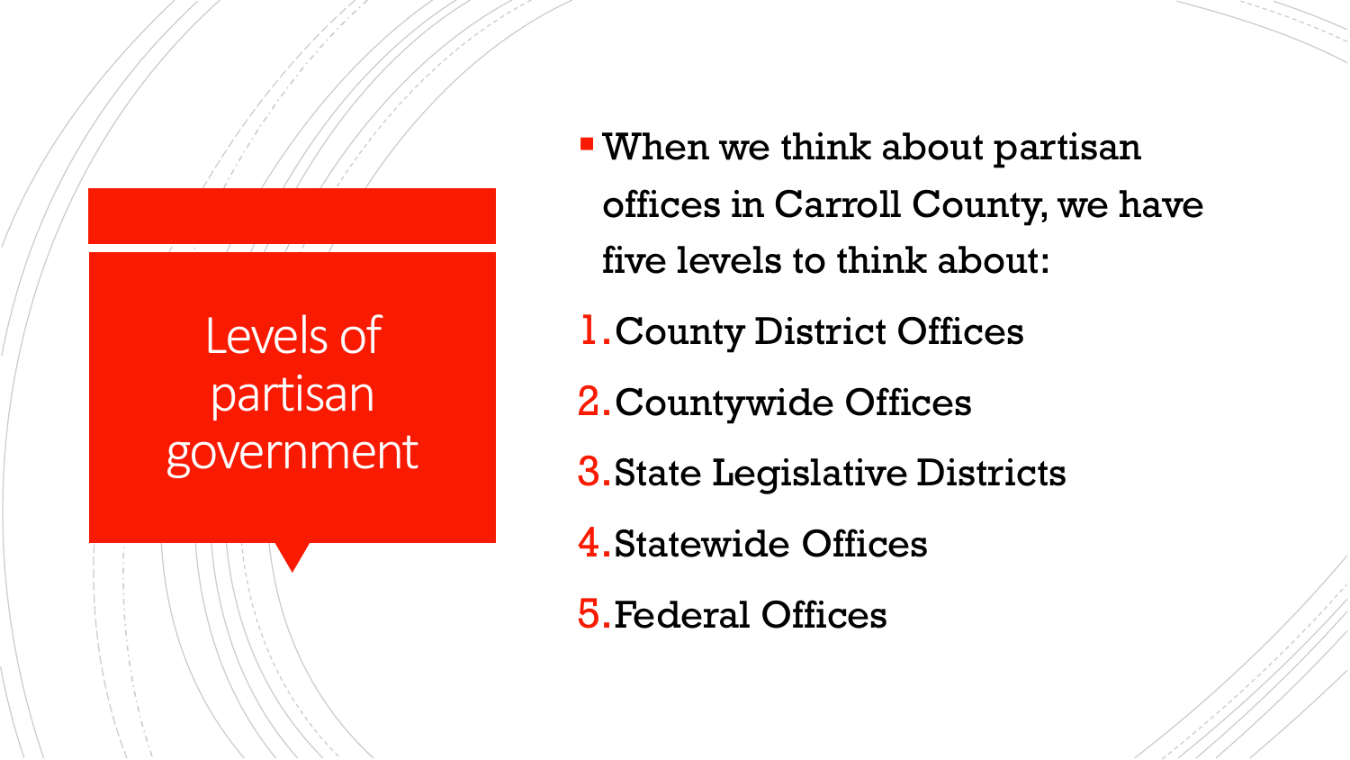# Levels of partisan government

- When we think about partisan offices in Carroll County, we have five levels to think about:

1. County District Offices
2. Countywide Offices
3. State Legislative Districts
4. Statewide Offices
5. Federal Offices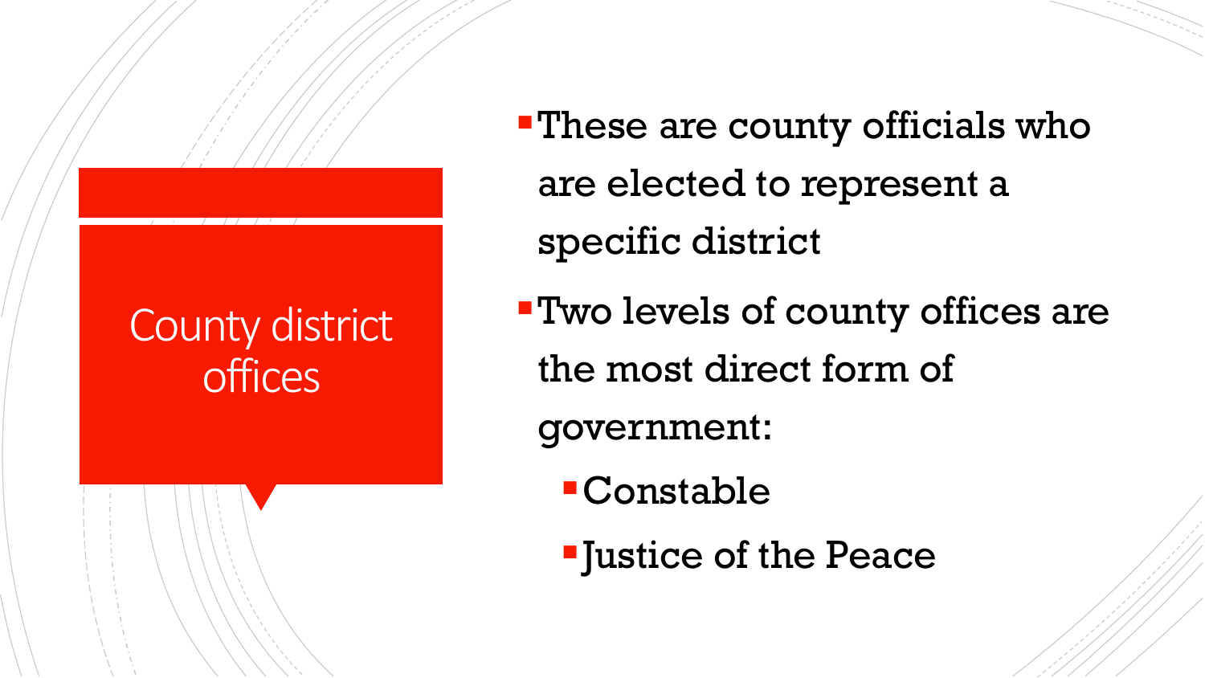# County district offices

- These are county officials who are elected to represent a specific district
- Two levels of county offices are the most direct form of government:
  - Constable
  - Justice of the Peace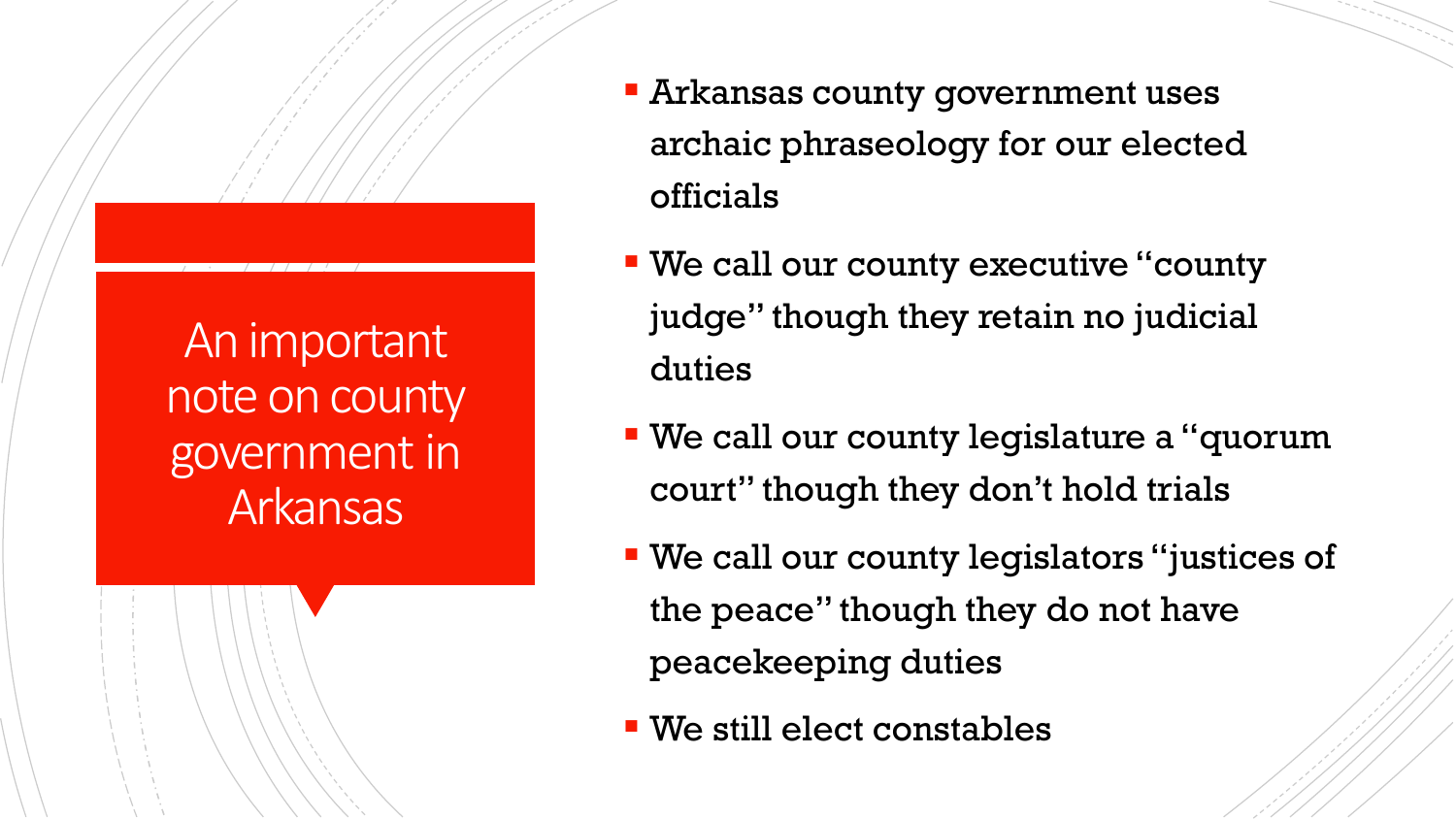# An important note on county government in Arkansas

- Arkansas county government uses archaic phraseology for our elected officials
- We call our county executive "county judge" though they retain no judicial duties
- We call our county legislature a "quorum court" though they don't hold trials
- We call our county legislators "justices of the peace" though they do not have peacekeeping duties
- We still elect constables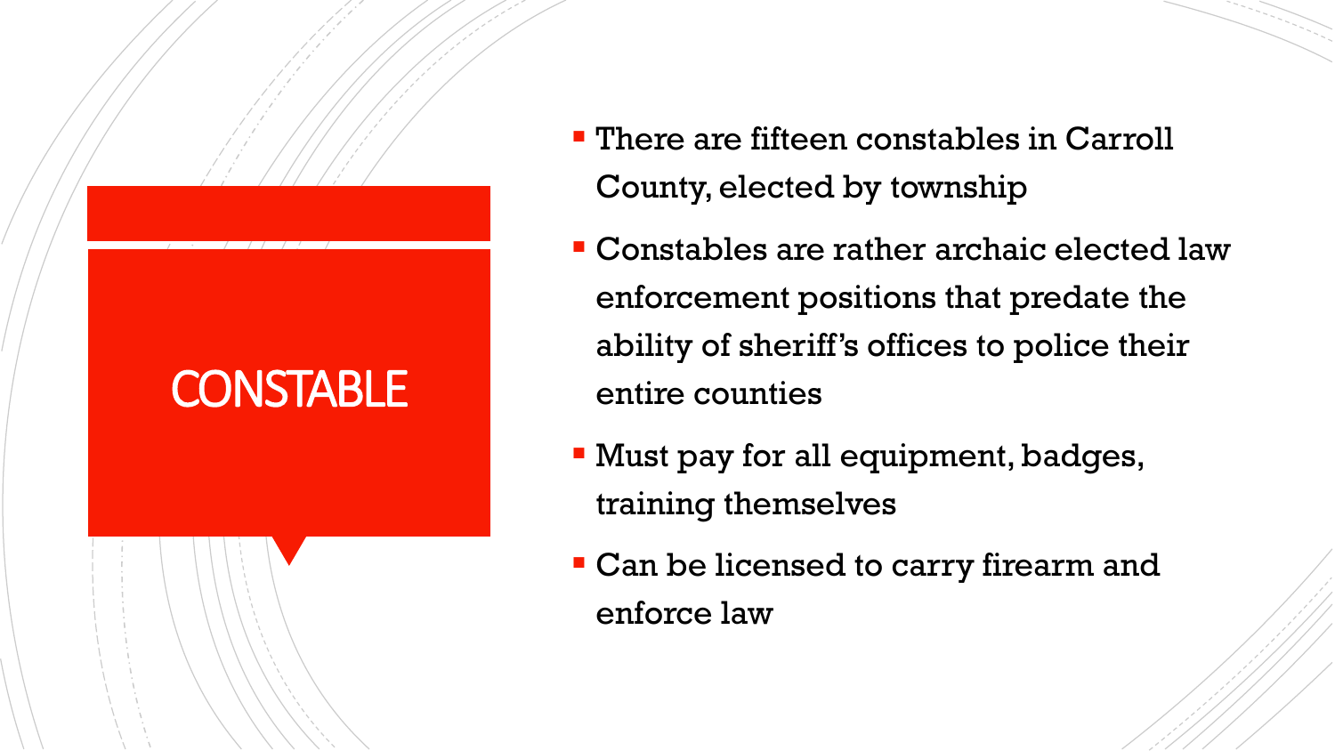# CONSTABLE

- There are fifteen constables in Carroll County, elected by township
- Constables are rather archaic elected law enforcement positions that predate the ability of sheriff's offices to police their entire counties
- Must pay for all equipment, badges, training themselves
- Can be licensed to carry firearm and enforce law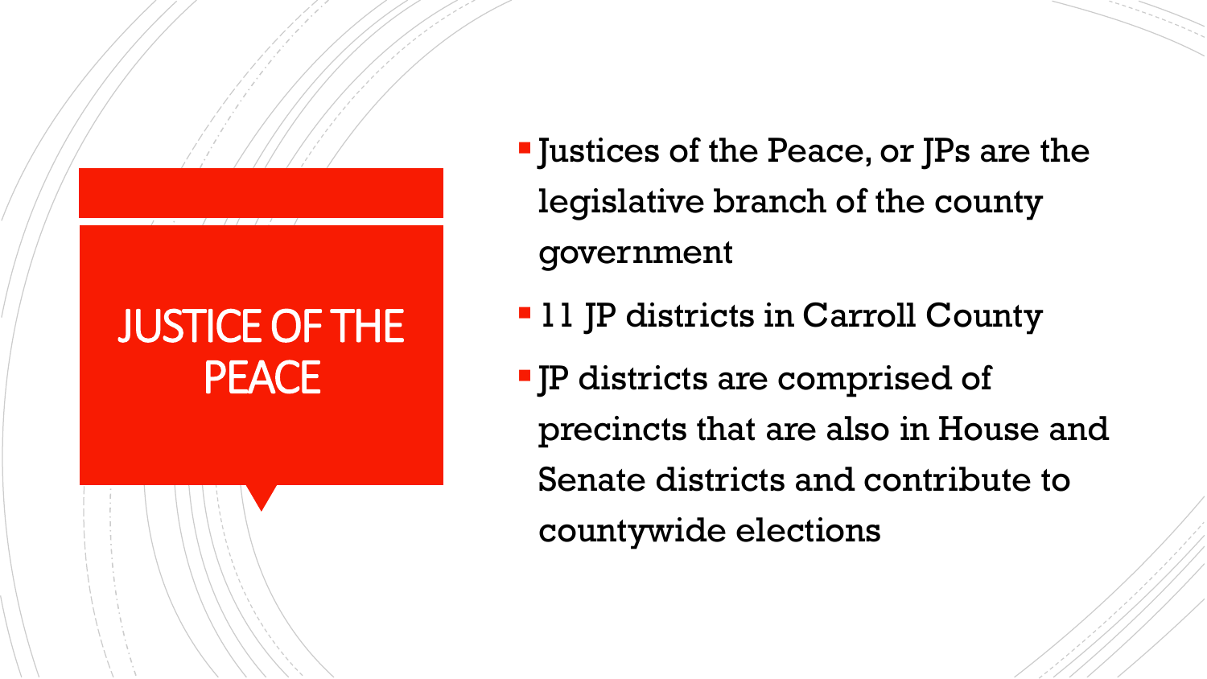# JUSTICE OF THE PEACE

- Justices of the Peace, or JPs are the legislative branch of the county government
- 11 JP districts in Carroll County
- JP districts are comprised of precincts that are also in House and Senate districts and contribute to countywide elections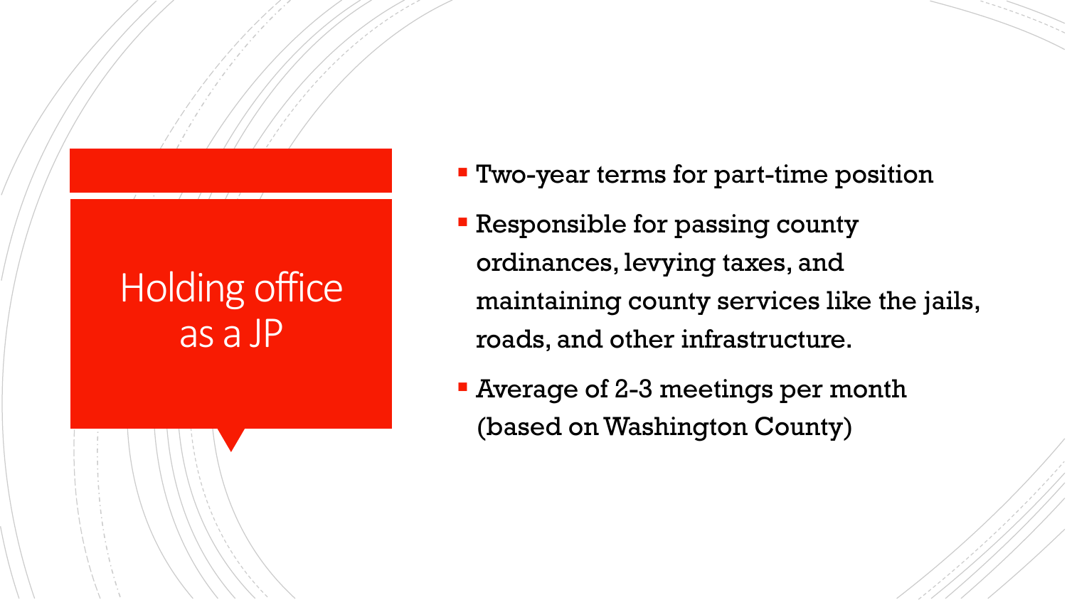# Holding office as a JP

- Two-year terms for part-time position
- Responsible for passing county ordinances, levying taxes, and maintaining county services like the jails, roads, and other infrastructure.
- Average of 2-3 meetings per month (based on Washington County)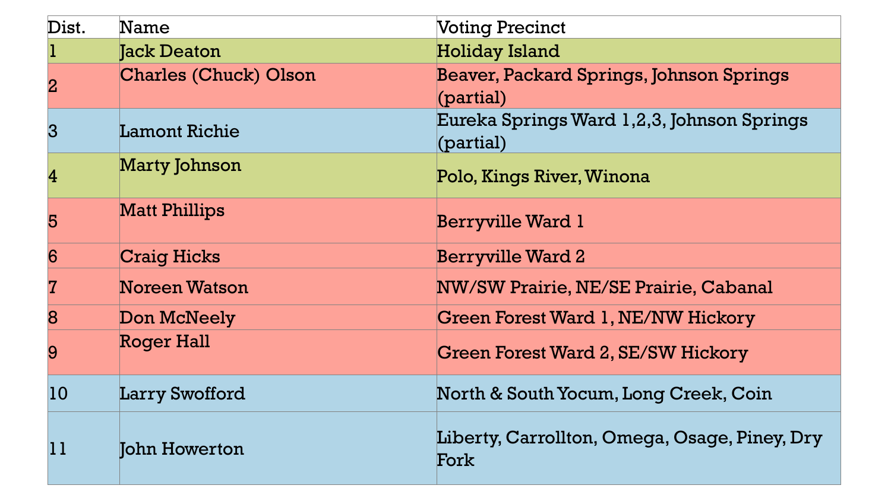| Dist. | Name | Voting Precinct |
|---|---|---|
| 1 | Jack Deaton | Holiday Island |
| 2 | Charles (Chuck) Olson | Beaver, Packard Springs, Johnson Springs (partial) |
| 3 | Lamont Richie | Eureka Springs Ward 1,2,3, Johnson Springs (partial) |
| 4 | Marty Johnson | Polo, Kings River, Winona |
| 5 | Matt Phillips | Berryville Ward 1 |
| 6 | Craig Hicks | Berryville Ward 2 |
| 7 | Noreen Watson | NW/SW Prairie, NE/SE Prairie, Cabanal |
| 8 | Don McNeely | Green Forest Ward 1, NE/NW Hickory |
| 9 | Roger Hall | Green Forest Ward 2, SE/SW Hickory |
| 10 | Larry Swofford | North & South Yocum, Long Creek, Coin |
| 11 | John Howerton | Liberty, Carrollton, Omega, Osage, Piney, Dry Fork |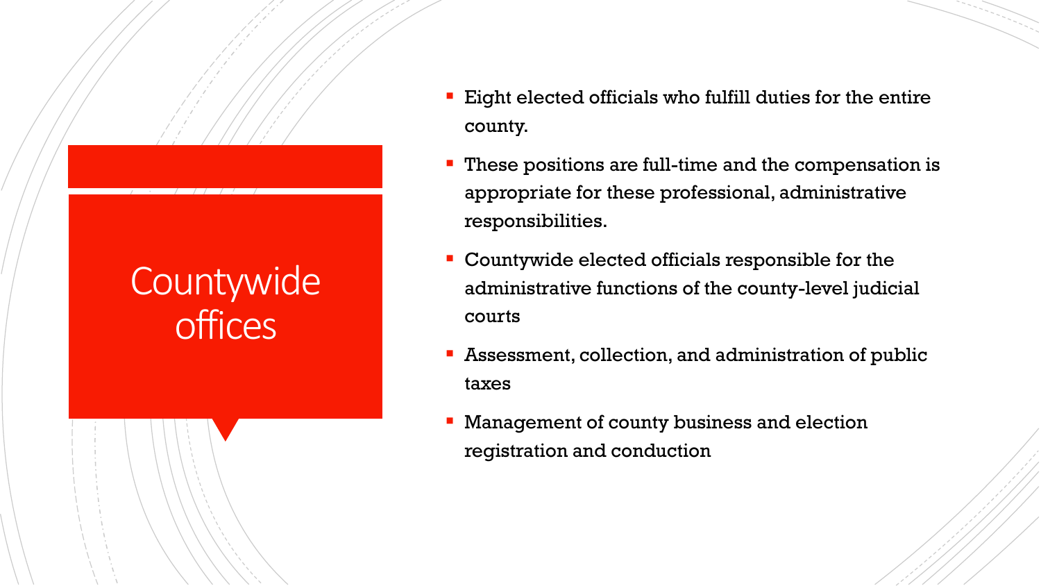# Countywide offices

- Eight elected officials who fulfill duties for the entire county.
- These positions are full-time and the compensation is appropriate for these professional, administrative responsibilities.
- Countywide elected officials responsible for the administrative functions of the county-level judicial courts
- Assessment, collection, and administration of public taxes
- Management of county business and election registration and conduction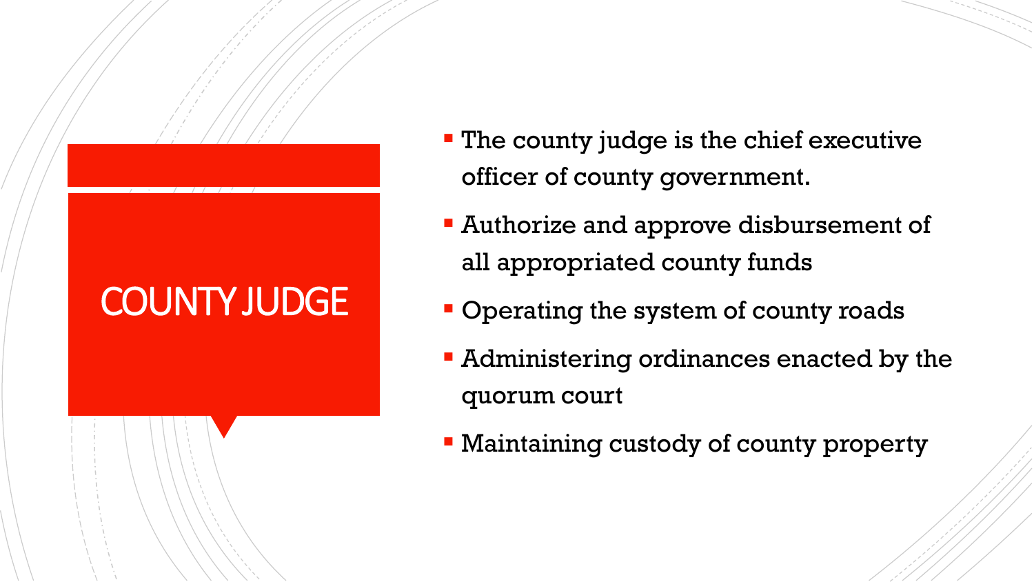# COUNTY JUDGE

- The county judge is the chief executive officer of county government.
- Authorize and approve disbursement of all appropriated county funds
- Operating the system of county roads
- Administering ordinances enacted by the quorum court
- Maintaining custody of county property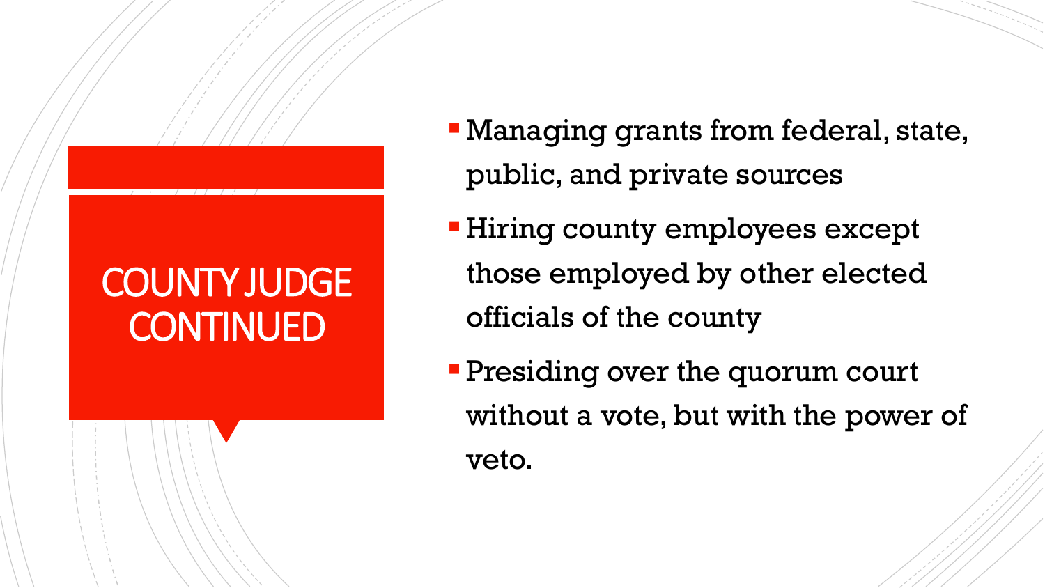# COUNTY JUDGE CONTINUED

- Managing grants from federal, state, public, and private sources
- Hiring county employees except those employed by other elected officials of the county
- Presiding over the quorum court without a vote, but with the power of veto.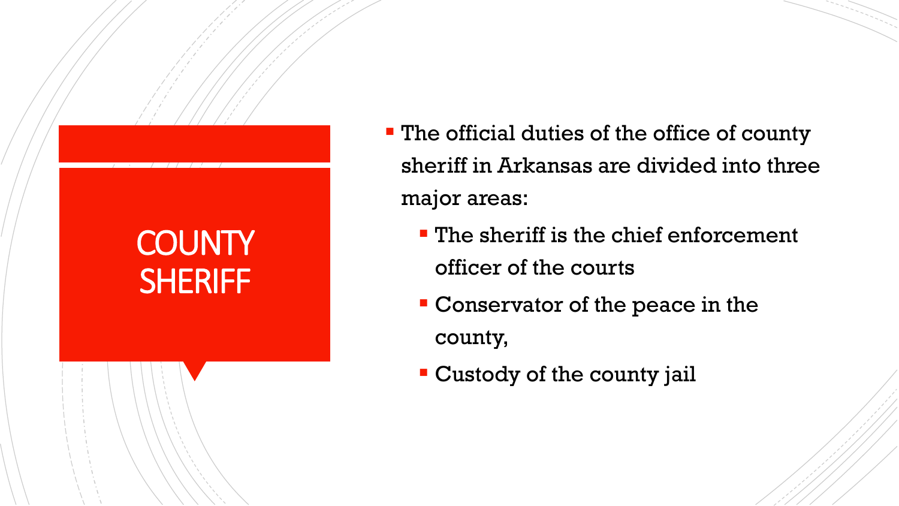# COUNTY SHERIFF

- The official duties of the office of county sheriff in Arkansas are divided into three major areas:
  - The sheriff is the chief enforcement officer of the courts
  - Conservator of the peace in the county,
  - Custody of the county jail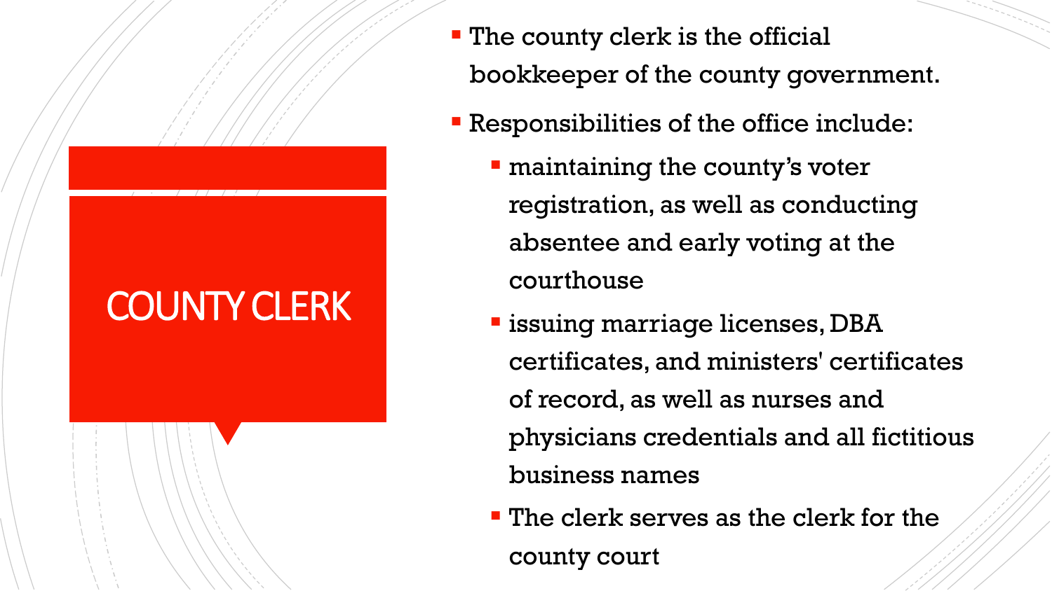# COUNTY CLERK

- The county clerk is the official bookkeeper of the county government.
- Responsibilities of the office include:
  - maintaining the county's voter registration, as well as conducting absentee and early voting at the courthouse
  - issuing marriage licenses, DBA certificates, and ministers' certificates of record, as well as nurses and physicians credentials and all fictitious business names
  - The clerk serves as the clerk for the county court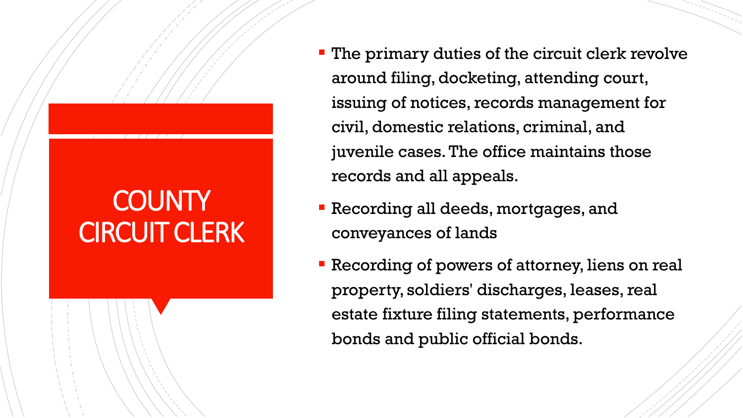# COUNTY CIRCUIT CLERK

- The primary duties of the circuit clerk revolve around filing, docketing, attending court, issuing of notices, records management for civil, domestic relations, criminal, and juvenile cases. The office maintains those records and all appeals.
- Recording all deeds, mortgages, and conveyances of lands
- Recording of powers of attorney, liens on real property, soldiers' discharges, leases, real estate fixture filing statements, performance bonds and public official bonds.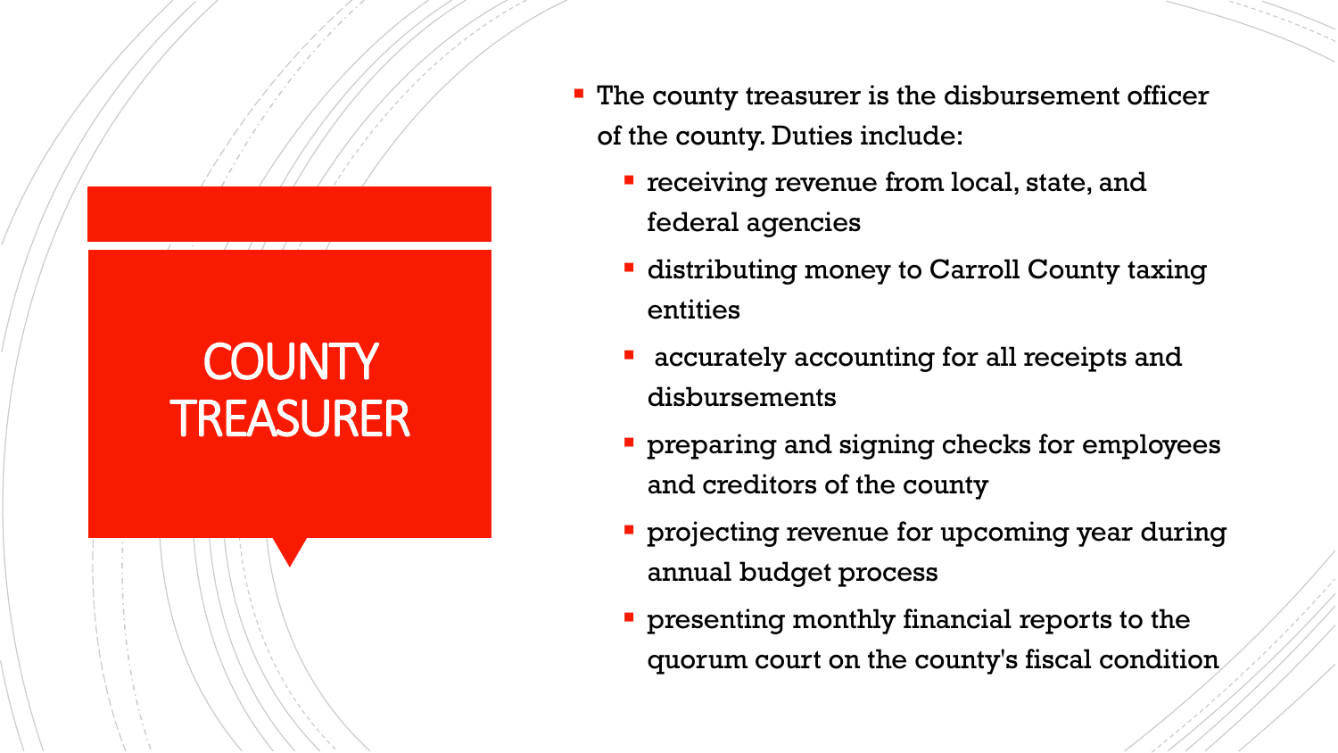# COUNTY TREASURER

- The county treasurer is the disbursement officer of the county. Duties include:
  - receiving revenue from local, state, and federal agencies
  - distributing money to Carroll County taxing entities
  - accurately accounting for all receipts and disbursements
  - preparing and signing checks for employees and creditors of the county
  - projecting revenue for upcoming year during annual budget process
  - presenting monthly financial reports to the quorum court on the county's fiscal condition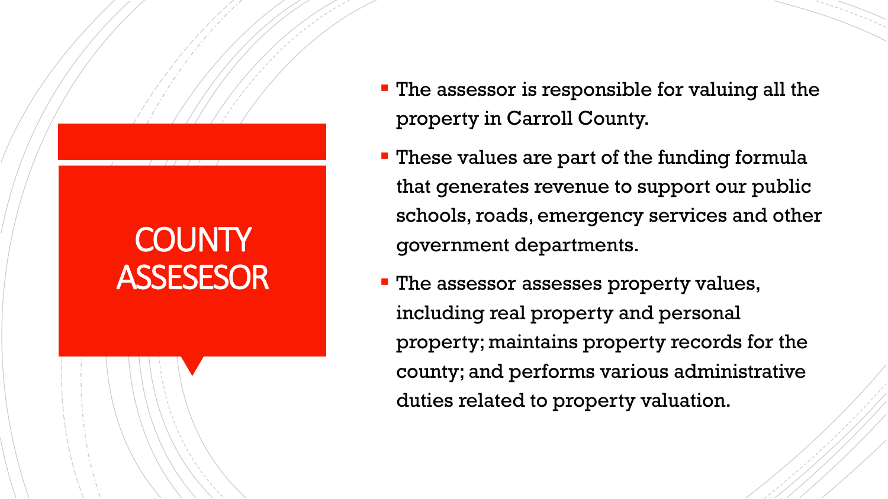# COUNTY ASSESESOR

- The assessor is responsible for valuing all the property in Carroll County.
- These values are part of the funding formula that generates revenue to support our public schools, roads, emergency services and other government departments.
- The assessor assesses property values, including real property and personal property; maintains property records for the county; and performs various administrative duties related to property valuation.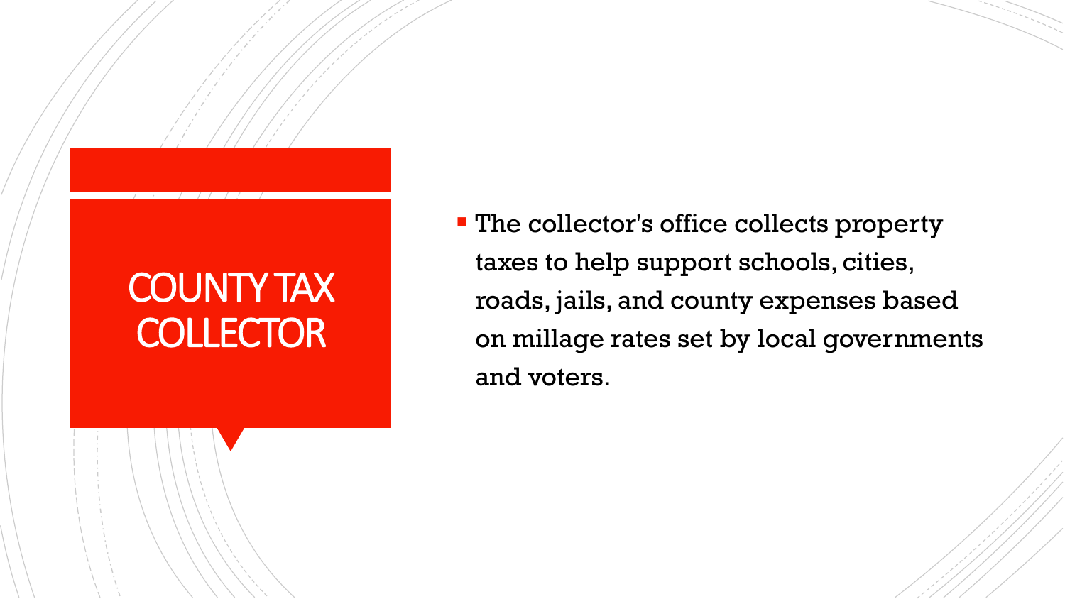# COUNTY TAX COLLECTOR

- The collector's office collects property taxes to help support schools, cities, roads, jails, and county expenses based on millage rates set by local governments and voters.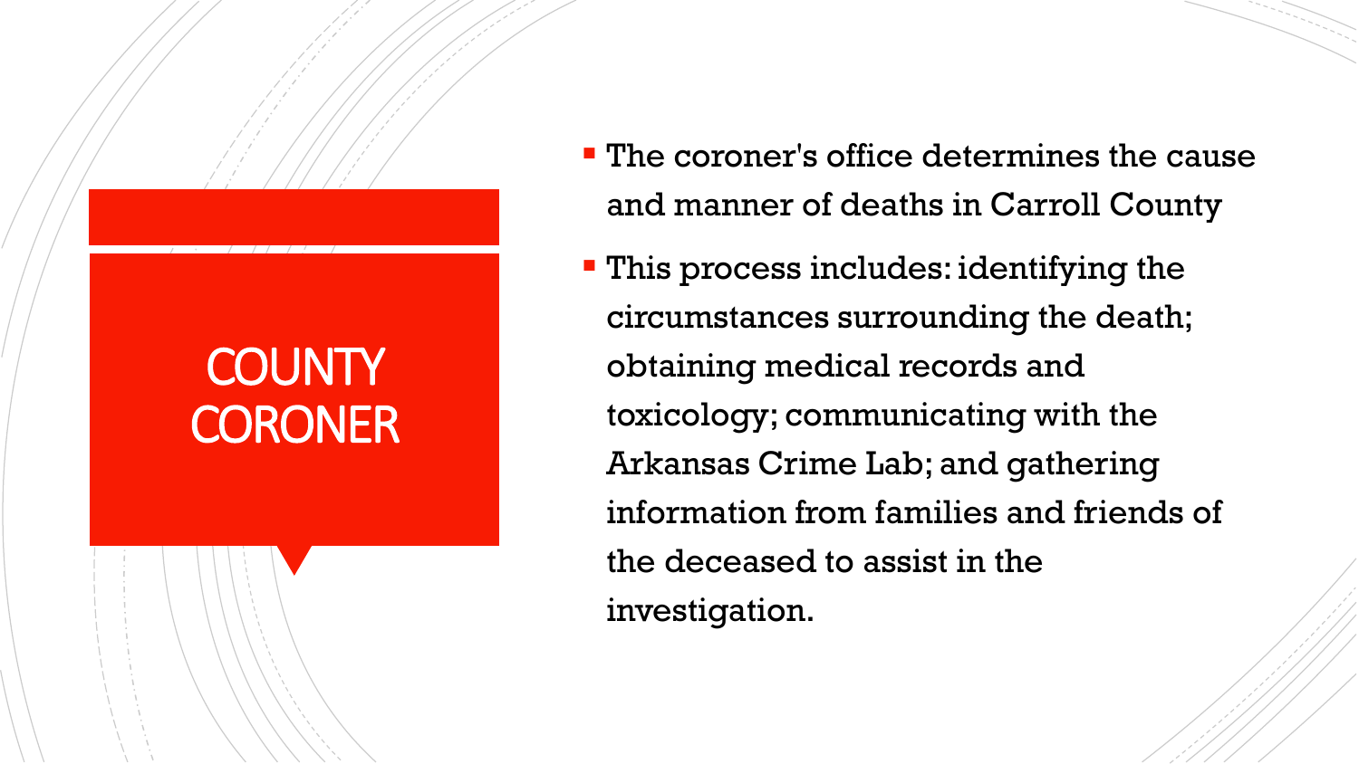# COUNTY CORONER

- The coroner's office determines the cause and manner of deaths in Carroll County
- This process includes: identifying the circumstances surrounding the death; obtaining medical records and toxicology; communicating with the Arkansas Crime Lab; and gathering information from families and friends of the deceased to assist in the investigation.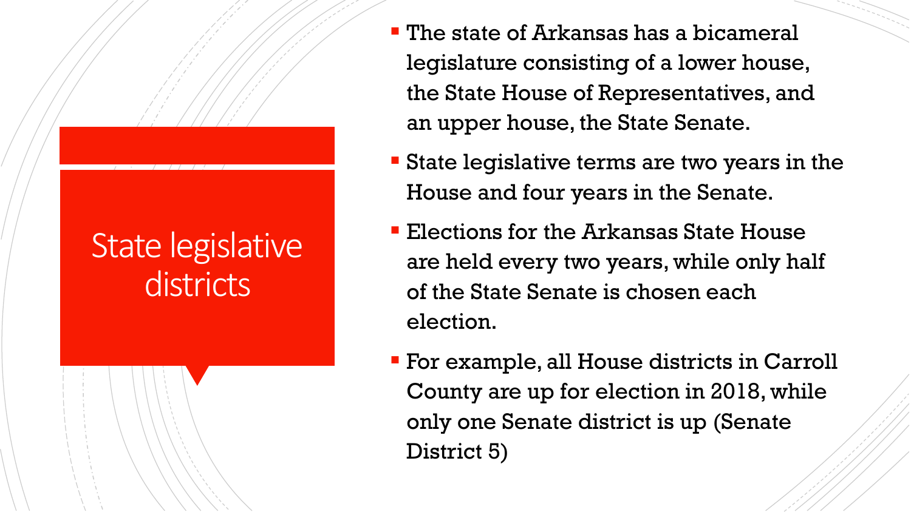# State legislative districts

- The state of Arkansas has a bicameral legislature consisting of a lower house, the State House of Representatives, and an upper house, the State Senate.
- State legislative terms are two years in the House and four years in the Senate.
- Elections for the Arkansas State House are held every two years, while only half of the State Senate is chosen each election.
- For example, all House districts in Carroll County are up for election in 2018, while only one Senate district is up (Senate District 5)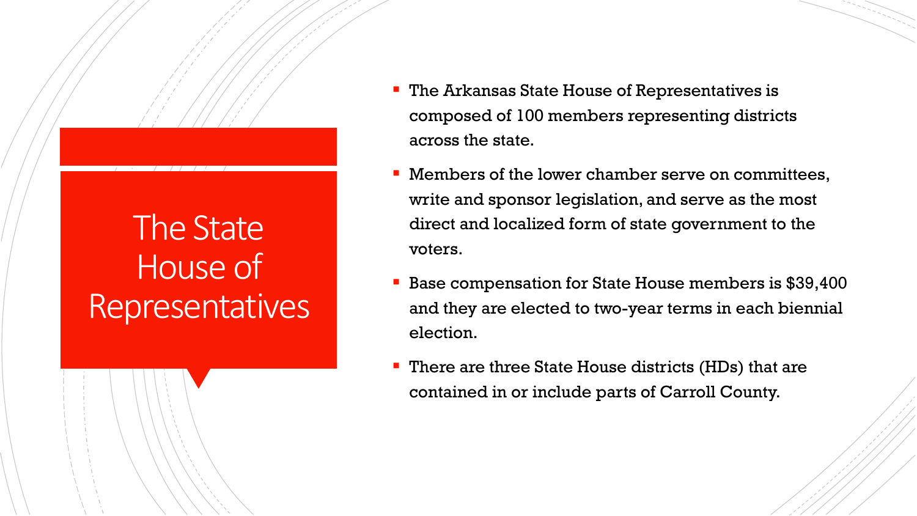# The State House of Representatives

- The Arkansas State House of Representatives is composed of 100 members representing districts across the state.
- Members of the lower chamber serve on committees, write and sponsor legislation, and serve as the most direct and localized form of state government to the voters.
- Base compensation for State House members is $39,400 and they are elected to two-year terms in each biennial election.
- There are three State House districts (HDs) that are contained in or include parts of Carroll County.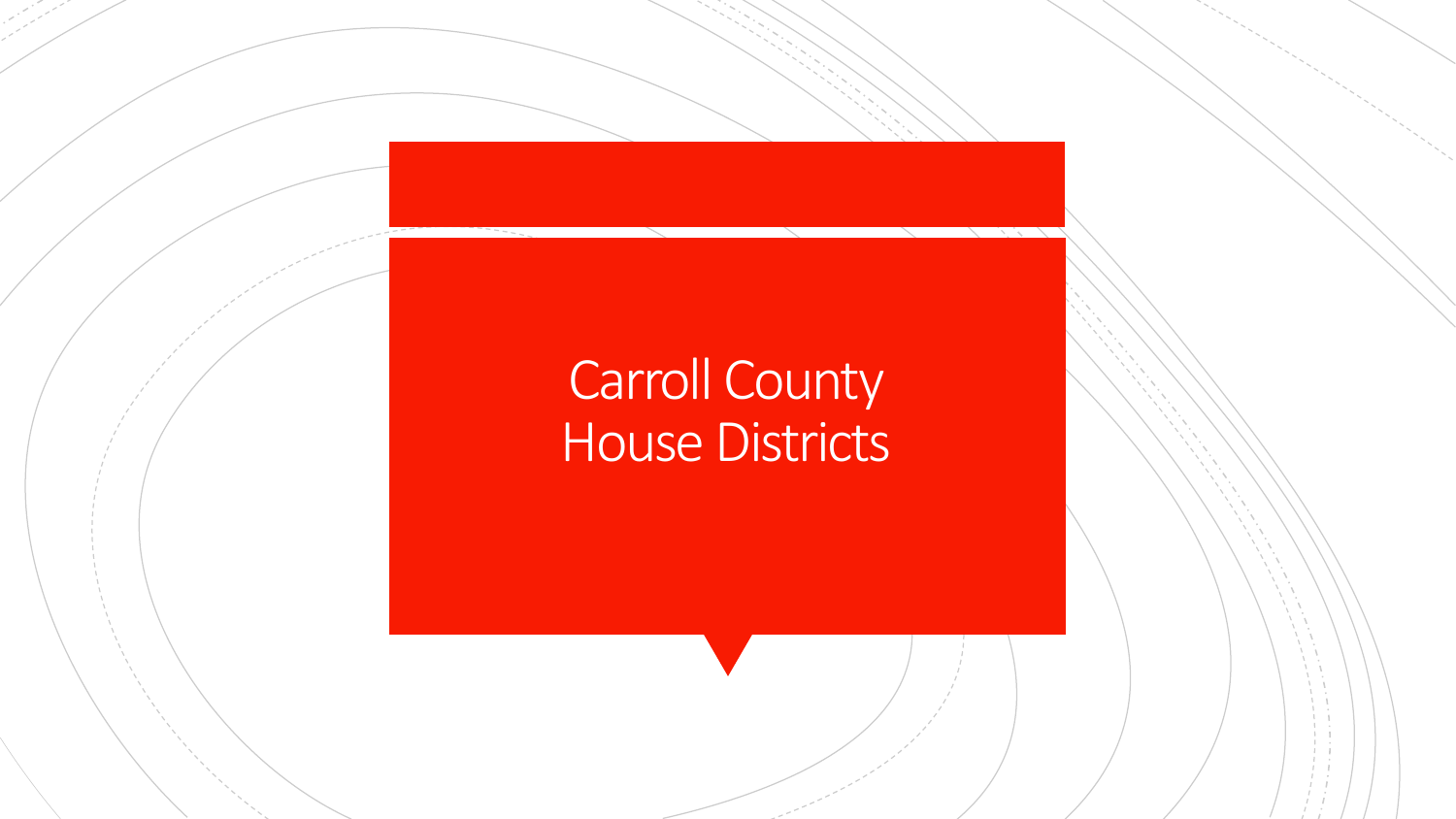# Carroll County House Districts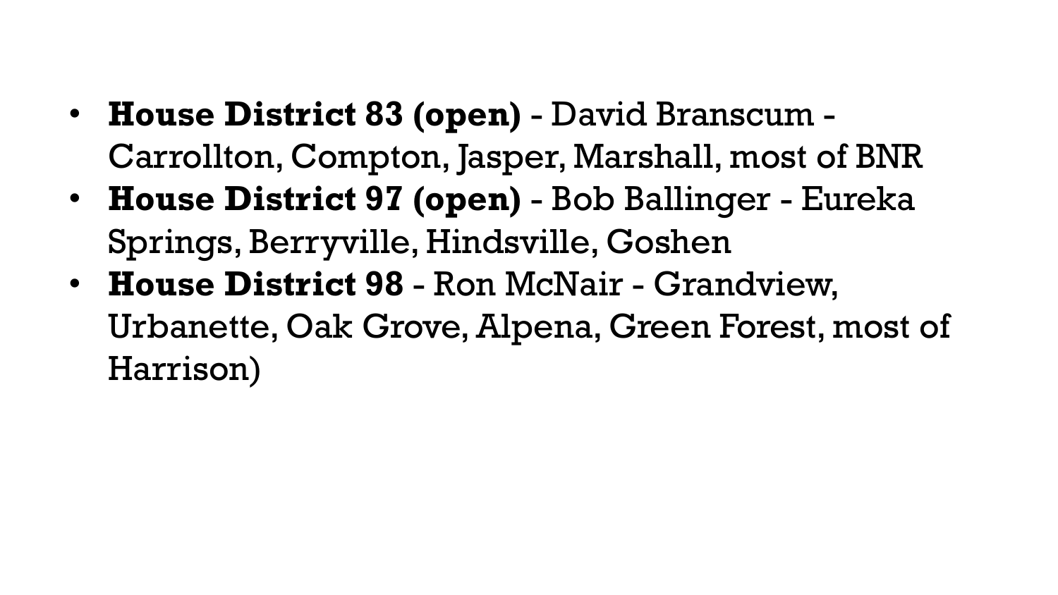- **House District 83 (open)** - David Branscum - Carrollton, Compton, Jasper, Marshall, most of BNR
- **House District 97 (open)** - Bob Ballinger - Eureka Springs, Berryville, Hindsville, Goshen
- **House District 98** - Ron McNair - Grandview, Urbanette, Oak Grove, Alpena, Green Forest, most of Harrison)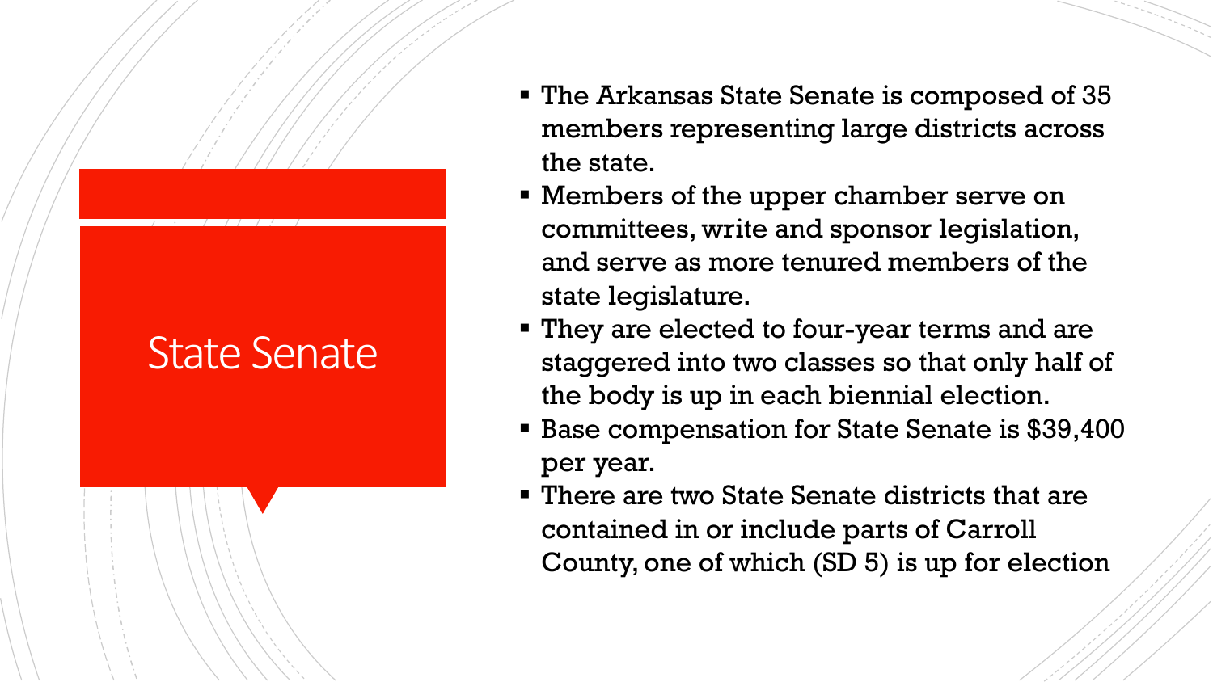# State Senate

- The Arkansas State Senate is composed of 35 members representing large districts across the state.
- Members of the upper chamber serve on committees, write and sponsor legislation, and serve as more tenured members of the state legislature.
- They are elected to four-year terms and are staggered into two classes so that only half of the body is up in each biennial election.
- Base compensation for State Senate is $39,400 per year.
- There are two State Senate districts that are contained in or include parts of Carroll County, one of which (SD 5) is up for election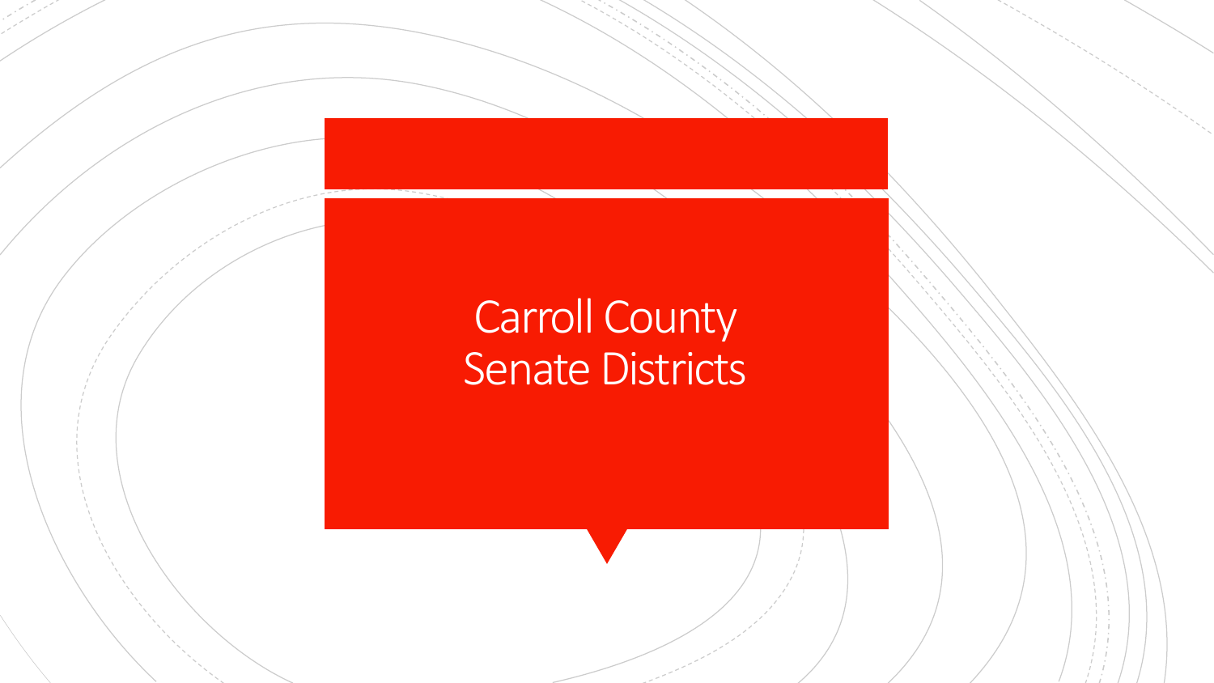# Carroll County Senate Districts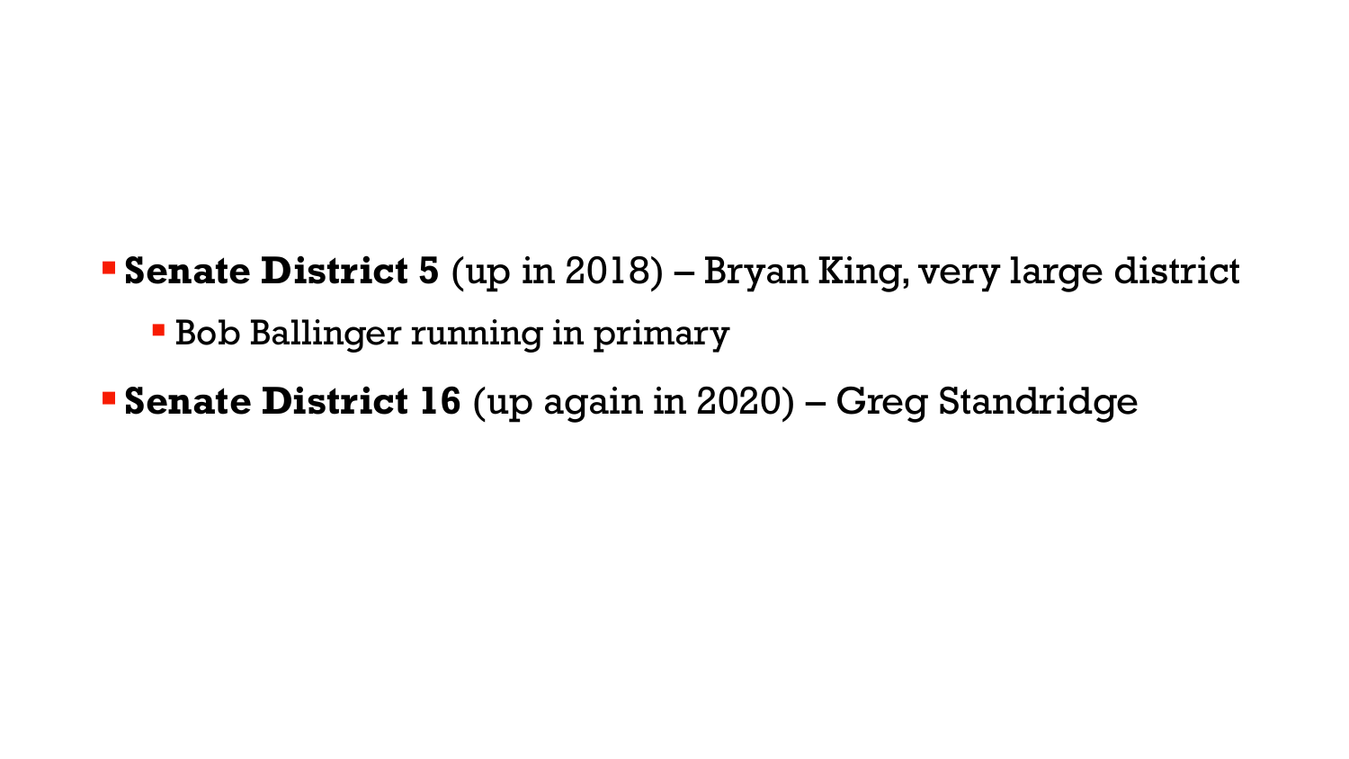- **Senate District 5** (up in 2018) – Bryan King, very large district
  - Bob Ballinger running in primary
- **Senate District 16** (up again in 2020) – Greg Standridge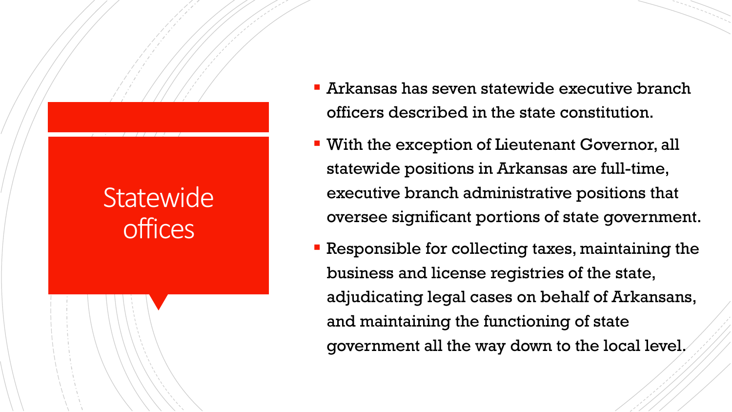# Statewide offices

- Arkansas has seven statewide executive branch officers described in the state constitution.
- With the exception of Lieutenant Governor, all statewide positions in Arkansas are full-time, executive branch administrative positions that oversee significant portions of state government.
- Responsible for collecting taxes, maintaining the business and license registries of the state, adjudicating legal cases on behalf of Arkansans, and maintaining the functioning of state government all the way down to the local level.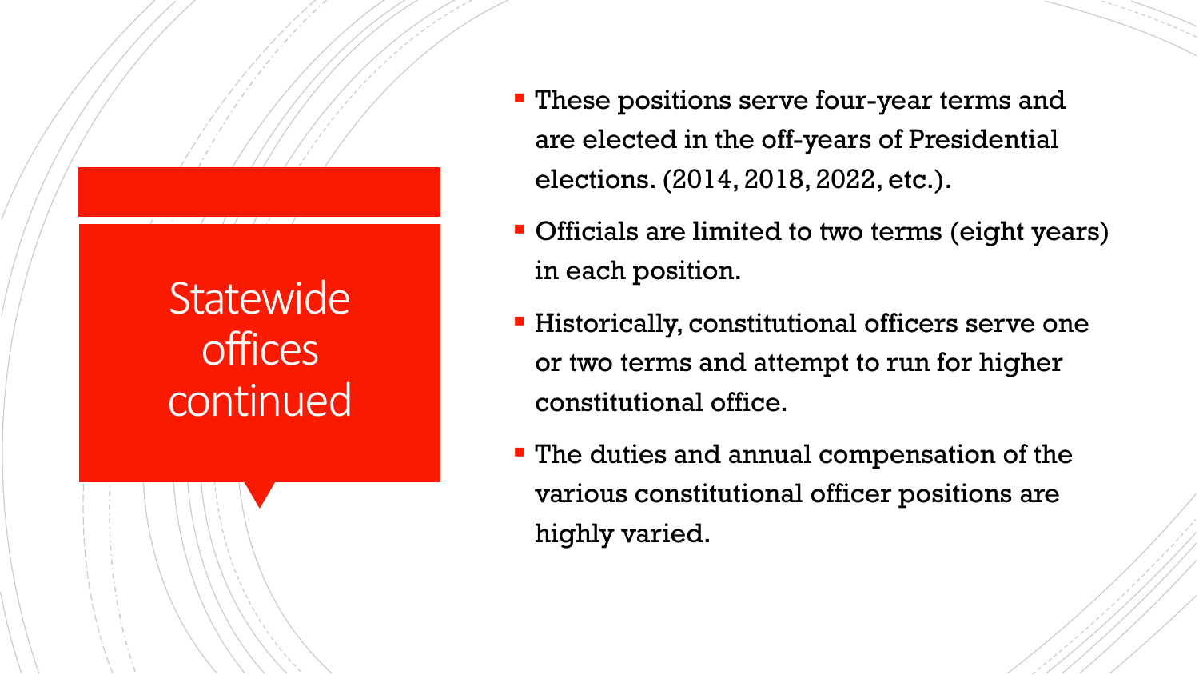# Statewide offices continued

- These positions serve four-year terms and are elected in the off-years of Presidential elections. (2014, 2018, 2022, etc.).
- Officials are limited to two terms (eight years) in each position.
- Historically, constitutional officers serve one or two terms and attempt to run for higher constitutional office.
- The duties and annual compensation of the various constitutional officer positions are highly varied.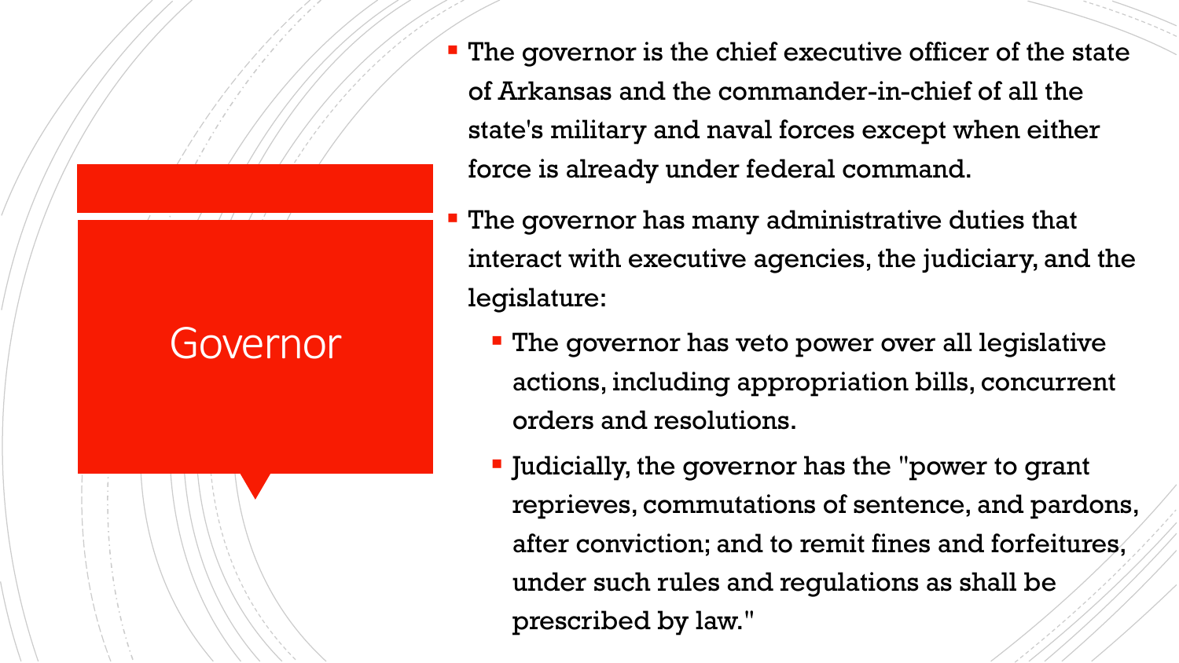# Governor

- The governor is the chief executive officer of the state of Arkansas and the commander-in-chief of all the state's military and naval forces except when either force is already under federal command.
- The governor has many administrative duties that interact with executive agencies, the judiciary, and the legislature:
  - The governor has veto power over all legislative actions, including appropriation bills, concurrent orders and resolutions.
  - Judicially, the governor has the "power to grant reprieves, commutations of sentence, and pardons, after conviction; and to remit fines and forfeitures, under such rules and regulations as shall be prescribed by law."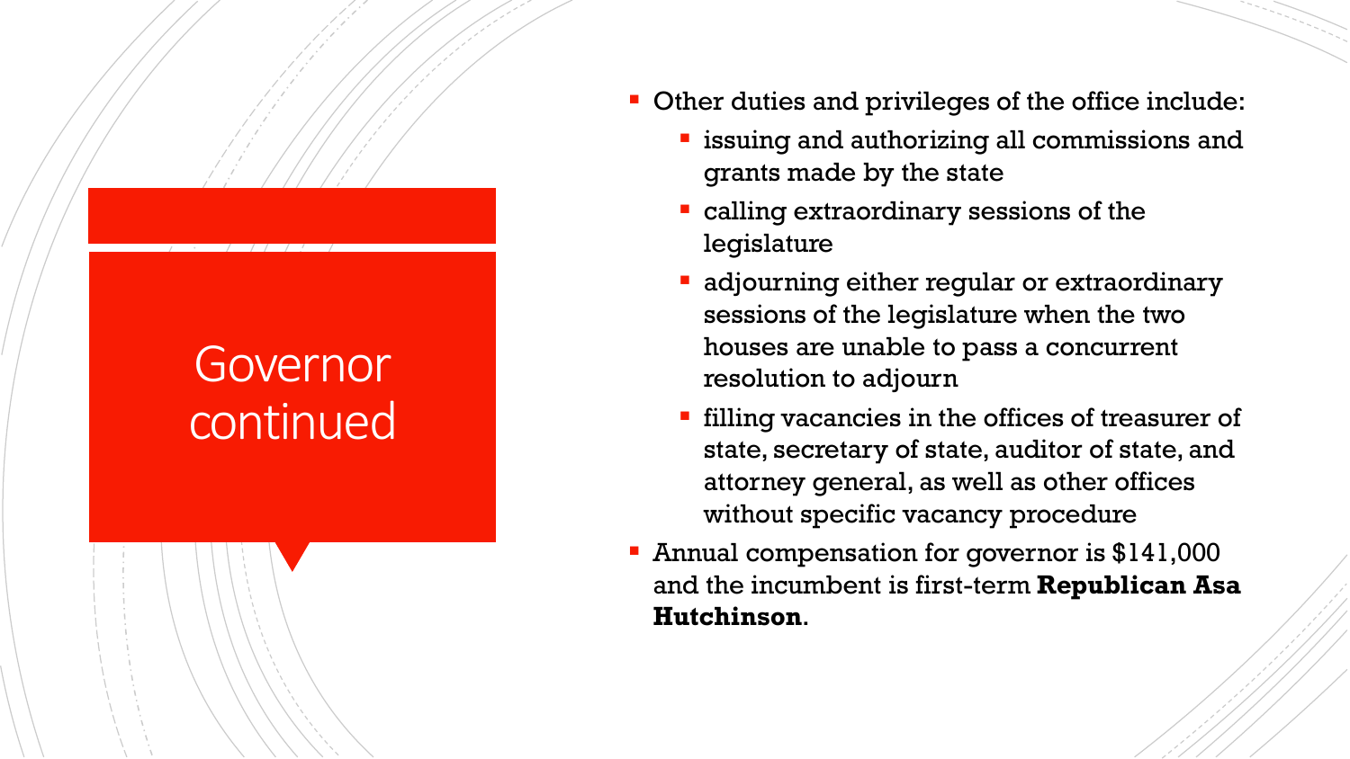# Governor continued

- Other duties and privileges of the office include:
  - issuing and authorizing all commissions and grants made by the state
  - calling extraordinary sessions of the legislature
  - adjourning either regular or extraordinary sessions of the legislature when the two houses are unable to pass a concurrent resolution to adjourn
  - filling vacancies in the offices of treasurer of state, secretary of state, auditor of state, and attorney general, as well as other offices without specific vacancy procedure
- Annual compensation for governor is $141,000 and the incumbent is first-term **Republican Asa Hutchinson**.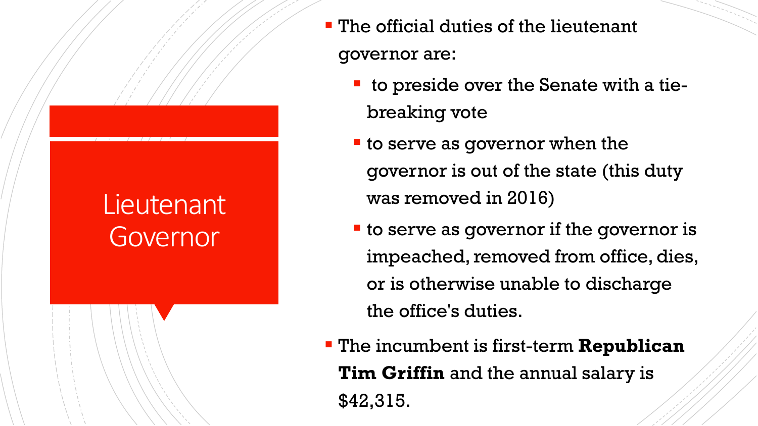# Lieutenant Governor

- The official duties of the lieutenant governor are:
  - to preside over the Senate with a tie-breaking vote
  - to serve as governor when the governor is out of the state (this duty was removed in 2016)
  - to serve as governor if the governor is impeached, removed from office, dies, or is otherwise unable to discharge the office's duties.
- The incumbent is first-term **Republican Tim Griffin** and the annual salary is $42,315.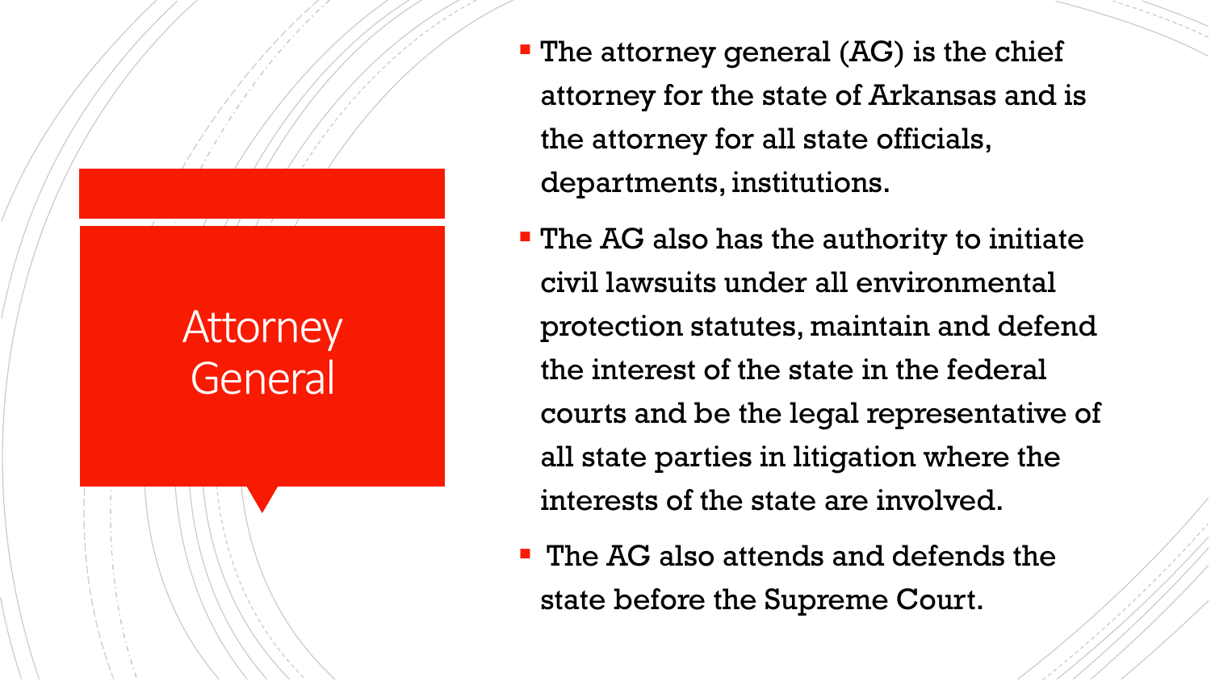# Attorney General

- The attorney general (AG) is the chief attorney for the state of Arkansas and is the attorney for all state officials, departments, institutions.
- The AG also has the authority to initiate civil lawsuits under all environmental protection statutes, maintain and defend the interest of the state in the federal courts and be the legal representative of all state parties in litigation where the interests of the state are involved.
- The AG also attends and defends the state before the Supreme Court.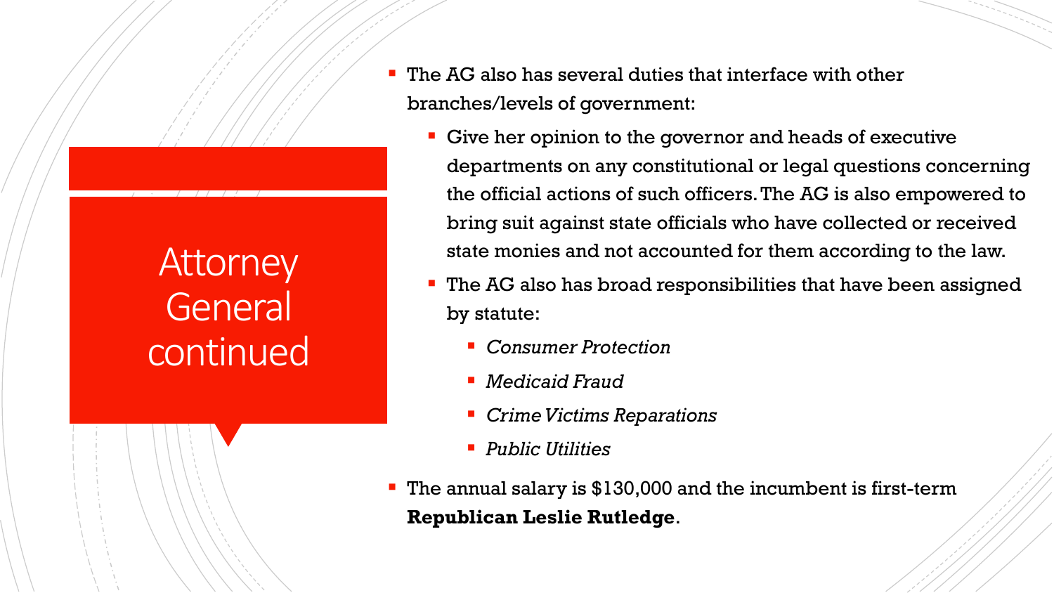# Attorney General continued

- The AG also has several duties that interface with other branches/levels of government:
  - Give her opinion to the governor and heads of executive departments on any constitutional or legal questions concerning the official actions of such officers. The AG is also empowered to bring suit against state officials who have collected or received state monies and not accounted for them according to the law.
  - The AG also has broad responsibilities that have been assigned by statute:
    - *Consumer Protection*
    - *Medicaid Fraud*
    - *Crime Victims Reparations*
    - *Public Utilities*
- The annual salary is $130,000 and the incumbent is first-term **Republican Leslie Rutledge**.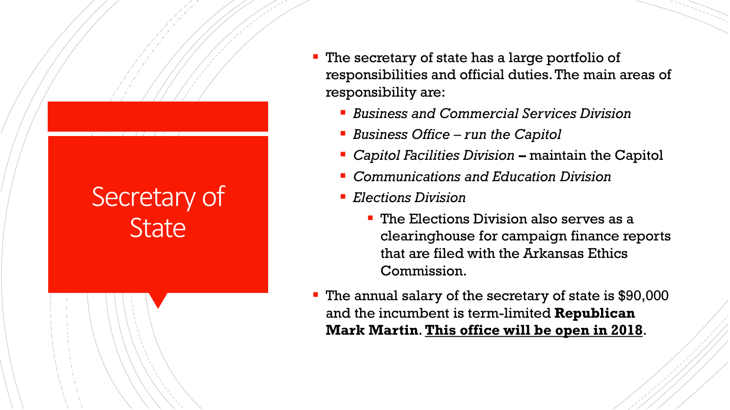# Secretary of State

- The secretary of state has a large portfolio of responsibilities and official duties. The main areas of responsibility are:
  - *Business and Commercial Services Division*
  - *Business Office – run the Capitol*
  - *Capitol Facilities Division* **–** maintain the Capitol
  - *Communications and Education Division*
  - *Elections Division*
    - The Elections Division also serves as a clearinghouse for campaign finance reports that are filed with the Arkansas Ethics Commission.
- The annual salary of the secretary of state is $90,000 and the incumbent is term-limited **Republican Mark Martin**. **<u>This office will be open in 2018</u>**.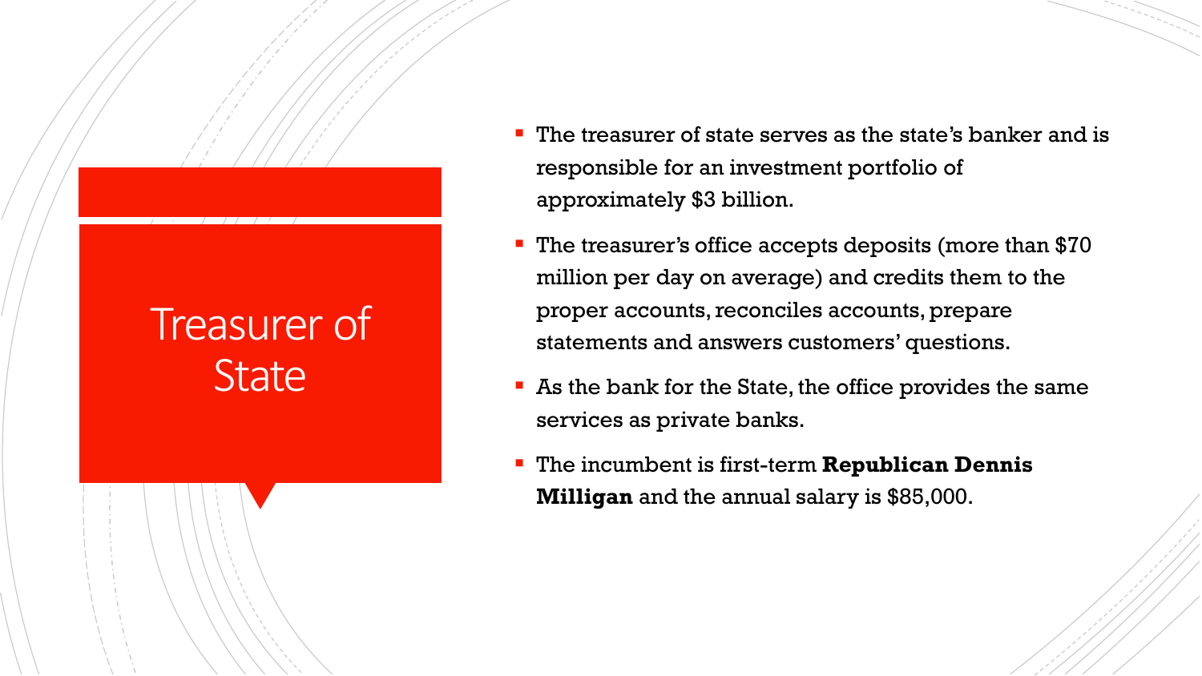# Treasurer of State

- The treasurer of state serves as the state's banker and is responsible for an investment portfolio of approximately $3 billion.
- The treasurer's office accepts deposits (more than $70 million per day on average) and credits them to the proper accounts, reconciles accounts, prepare statements and answers customers' questions.
- As the bank for the State, the office provides the same services as private banks.
- The incumbent is first-term **Republican Dennis Milligan** and the annual salary is $85,000.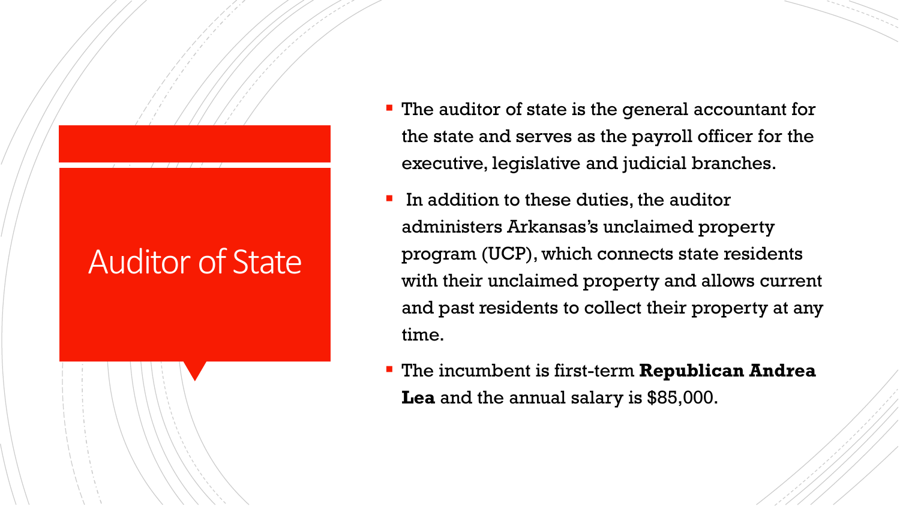# Auditor of State

- The auditor of state is the general accountant for the state and serves as the payroll officer for the executive, legislative and judicial branches.
- In addition to these duties, the auditor administers Arkansas's unclaimed property program (UCP), which connects state residents with their unclaimed property and allows current and past residents to collect their property at any time.
- The incumbent is first-term **Republican Andrea Lea** and the annual salary is $85,000.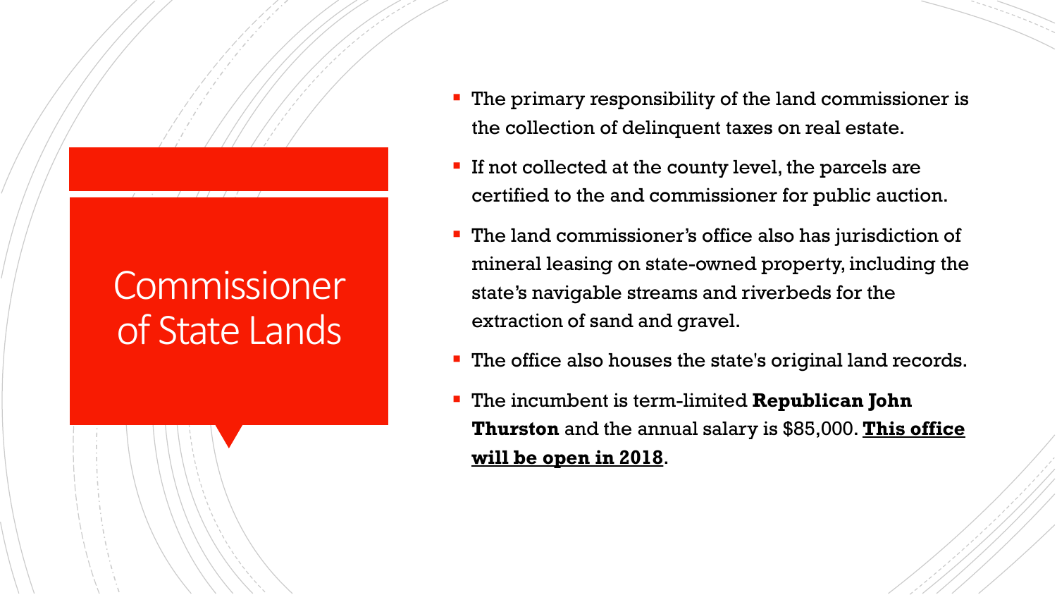# Commissioner of State Lands

- The primary responsibility of the land commissioner is the collection of delinquent taxes on real estate.
- If not collected at the county level, the parcels are certified to the and commissioner for public auction.
- The land commissioner's office also has jurisdiction of mineral leasing on state-owned property, including the state's navigable streams and riverbeds for the extraction of sand and gravel.
- The office also houses the state's original land records.
- The incumbent is term-limited **Republican John Thurston** and the annual salary is $85,000. **<u>This office will be open in 2018</u>**.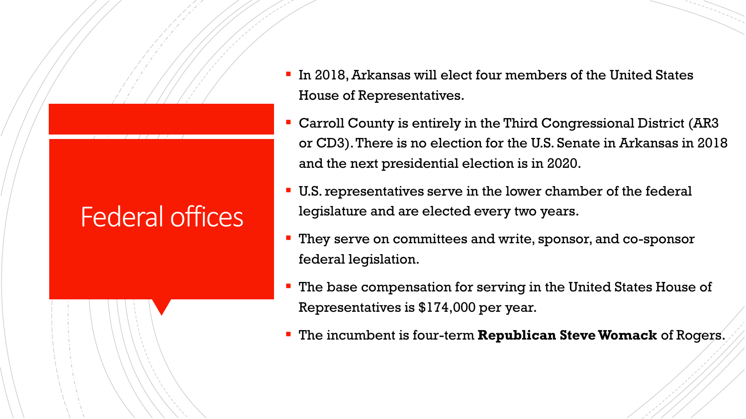# Federal offices

- In 2018, Arkansas will elect four members of the United States House of Representatives.
- Carroll County is entirely in the Third Congressional District (AR3 or CD3). There is no election for the U.S. Senate in Arkansas in 2018 and the next presidential election is in 2020.
- U.S. representatives serve in the lower chamber of the federal legislature and are elected every two years.
- They serve on committees and write, sponsor, and co-sponsor federal legislation.
- The base compensation for serving in the United States House of Representatives is $174,000 per year.
- The incumbent is four-term **Republican Steve Womack** of Rogers.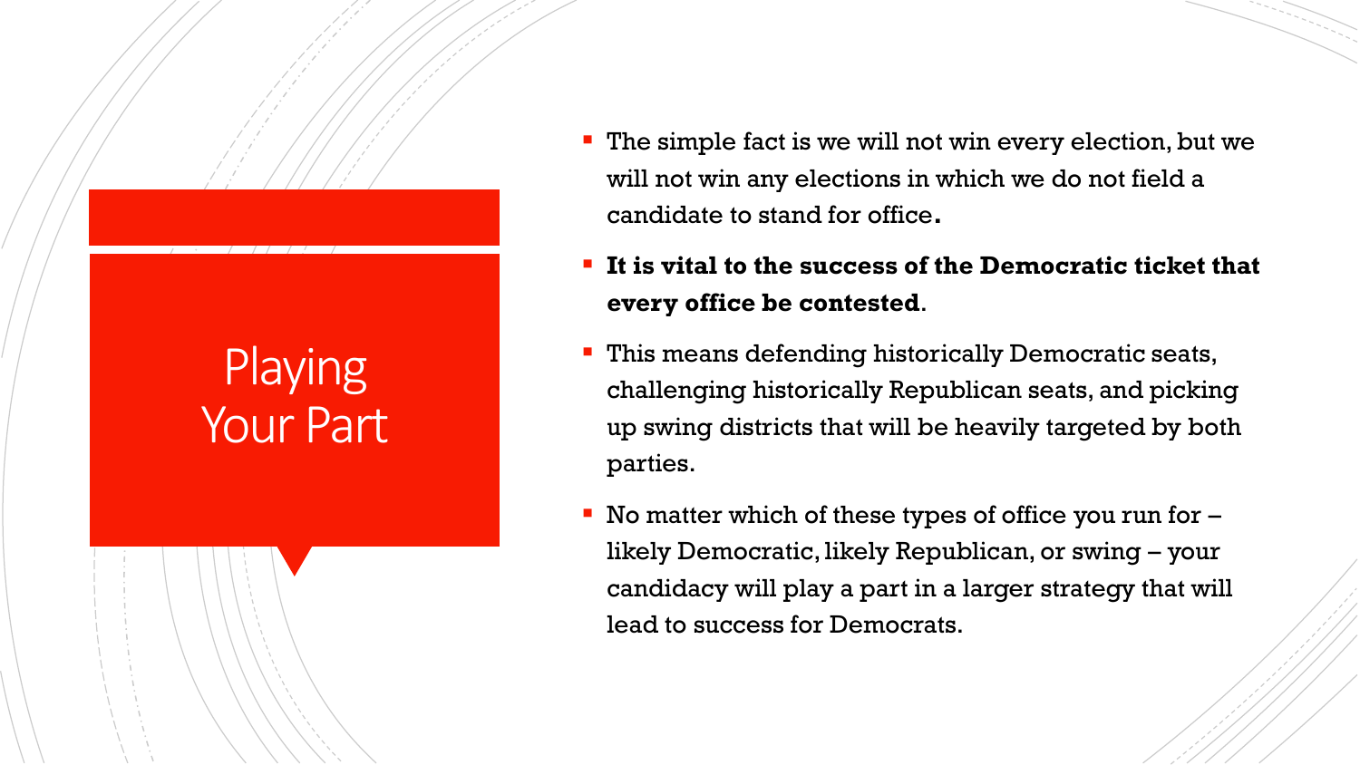# Playing Your Part

- The simple fact is we will not win every election, but we will not win any elections in which we do not field a candidate to stand for office**.**
- **It is vital to the success of the Democratic ticket that every office be contested**.
- This means defending historically Democratic seats, challenging historically Republican seats, and picking up swing districts that will be heavily targeted by both parties.
- No matter which of these types of office you run for – likely Democratic, likely Republican, or swing – your candidacy will play a part in a larger strategy that will lead to success for Democrats.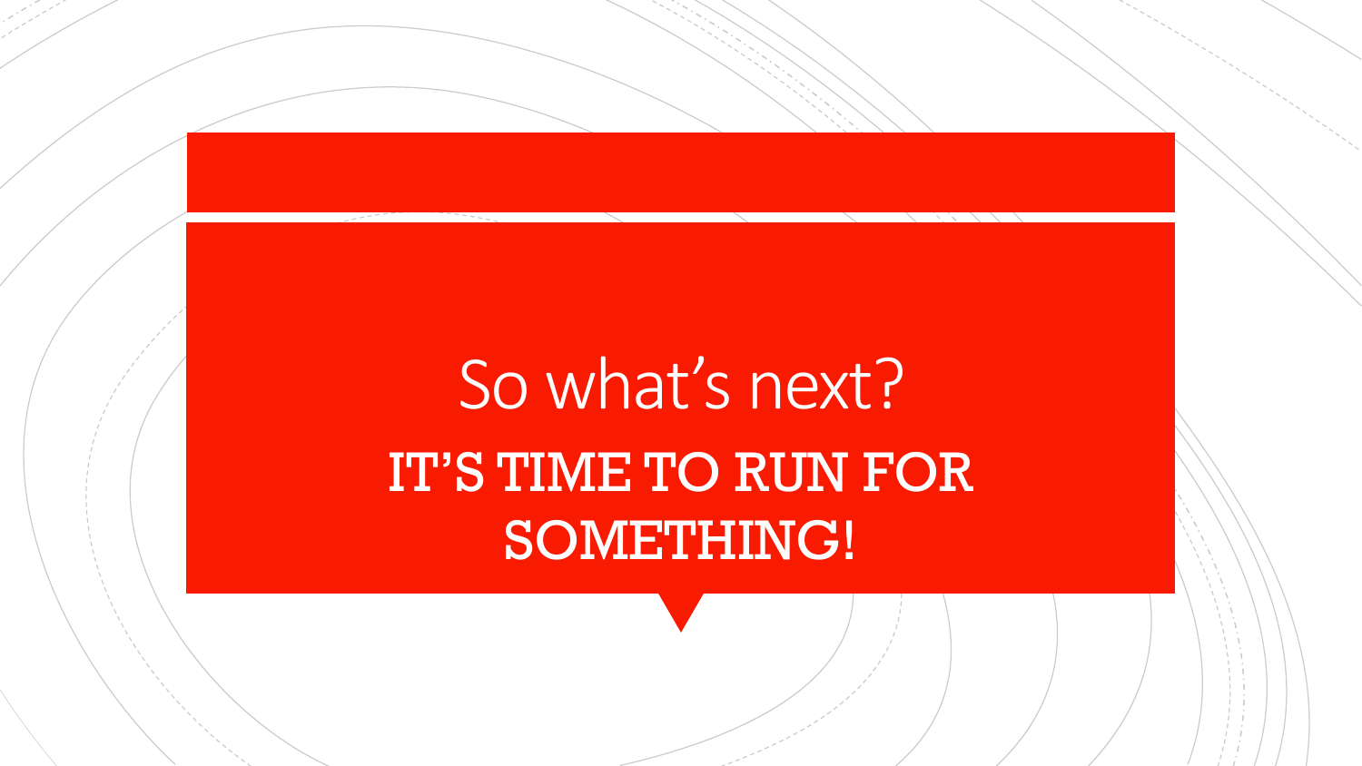# So what's next?

## IT'S TIME TO RUN FOR SOMETHING!